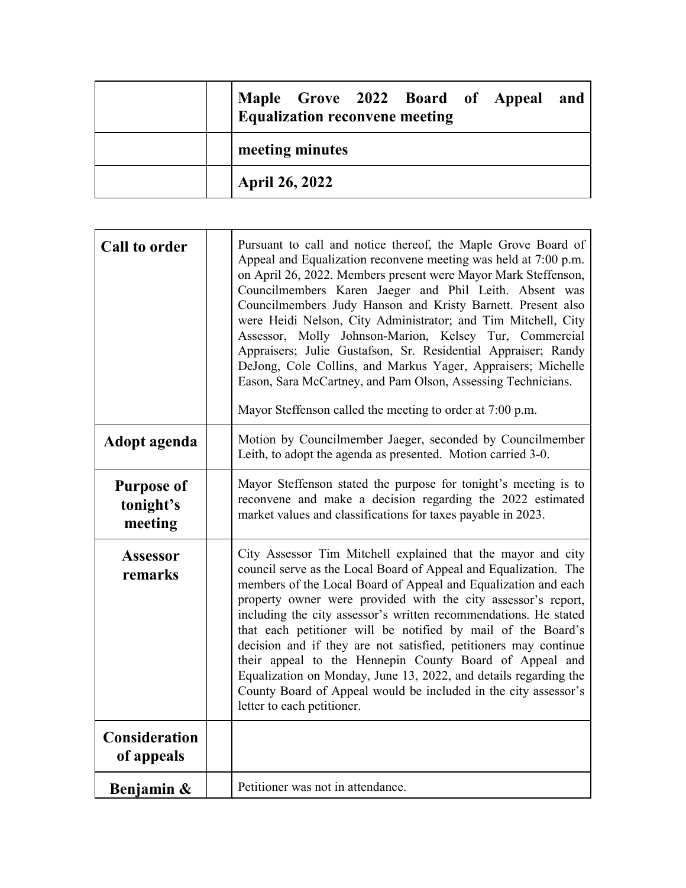| | | |
|---|---|---|
| | | **Maple Grove 2022 Board of Appeal and Equalization reconvene meeting** |
| | | **meeting minutes** |
| | | **April 26, 2022** |

| | | |
|---|---|---|
| **Call to order** | | Pursuant to call and notice thereof, the Maple Grove Board of Appeal and Equalization reconvene meeting was held at 7:00 p.m. on April 26, 2022. Members present were Mayor Mark Steffenson, Councilmembers Karen Jaeger and Phil Leith. Absent was Councilmembers Judy Hanson and Kristy Barnett. Present also were Heidi Nelson, City Administrator; and Tim Mitchell, City Assessor, Molly Johnson-Marion, Kelsey Tur, Commercial Appraisers; Julie Gustafson, Sr. Residential Appraiser; Randy DeJong, Cole Collins, and Markus Yager, Appraisers; Michelle Eason, Sara McCartney, and Pam Olson, Assessing Technicians.<br><br>Mayor Steffenson called the meeting to order at 7:00 p.m. |
| **Adopt agenda** | | Motion by Councilmember Jaeger, seconded by Councilmember Leith, to adopt the agenda as presented. Motion carried 3-0. |
| **Purpose of tonight's meeting** | | Mayor Steffenson stated the purpose for tonight's meeting is to reconvene and make a decision regarding the 2022 estimated market values and classifications for taxes payable in 2023. |
| **Assessor remarks** | | City Assessor Tim Mitchell explained that the mayor and city council serve as the Local Board of Appeal and Equalization. The members of the Local Board of Appeal and Equalization and each property owner were provided with the city assessor's report, including the city assessor's written recommendations. He stated that each petitioner will be notified by mail of the Board's decision and if they are not satisfied, petitioners may continue their appeal to the Hennepin County Board of Appeal and Equalization on Monday, June 13, 2022, and details regarding the County Board of Appeal would be included in the city assessor's letter to each petitioner. |
| **Consideration of appeals** | | |
| **Benjamin &** | | Petitioner was not in attendance. |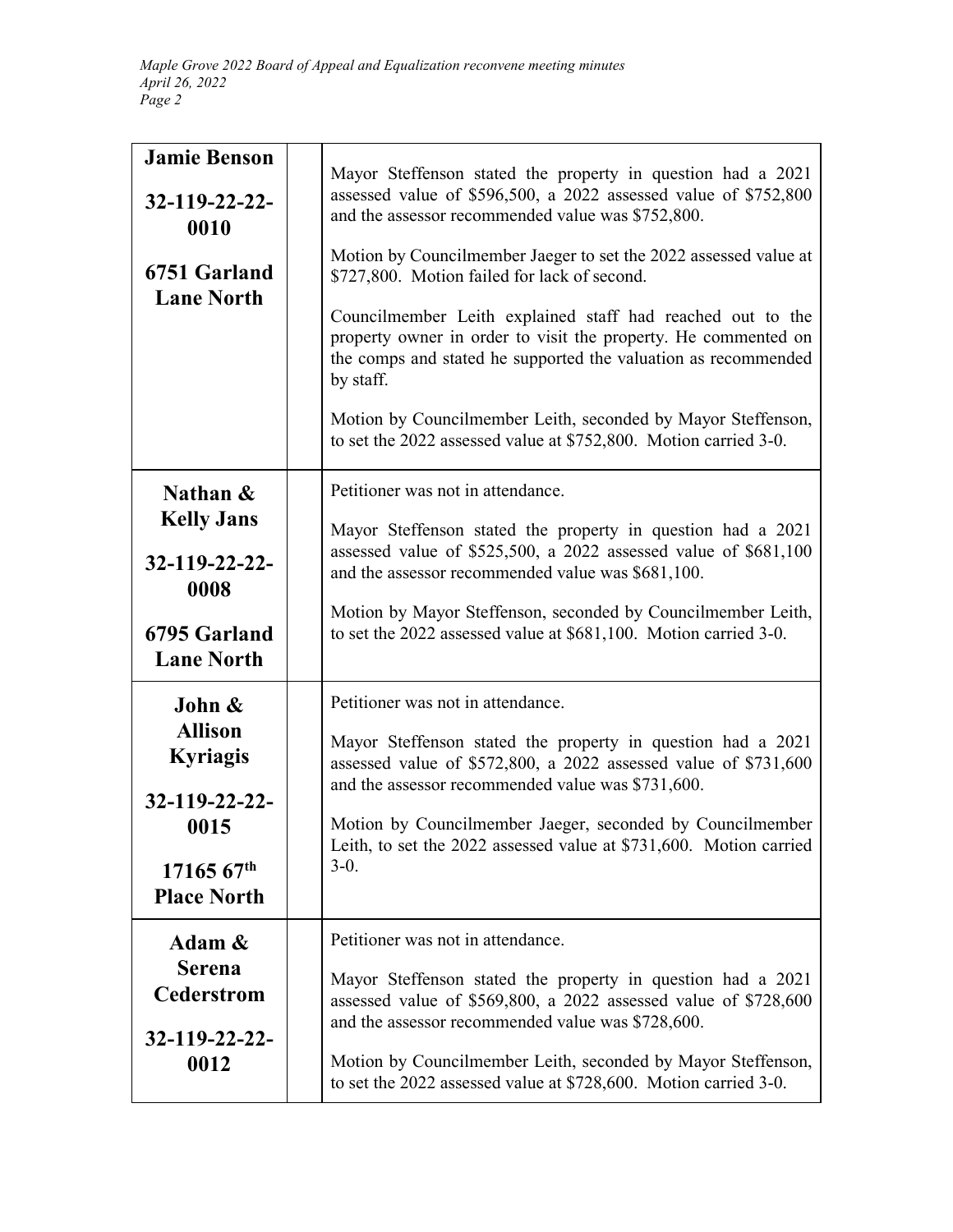| | | |
|---|---|---|
| **Jamie Benson**<br><br>**32-119-22-22-0010**<br><br>**6751 Garland Lane North** | | Mayor Steffenson stated the property in question had a 2021 assessed value of $596,500, a 2022 assessed value of $752,800 and the assessor recommended value was $752,800.<br><br>Motion by Councilmember Jaeger to set the 2022 assessed value at $727,800. Motion failed for lack of second.<br><br>Councilmember Leith explained staff had reached out to the property owner in order to visit the property. He commented on the comps and stated he supported the valuation as recommended by staff.<br><br>Motion by Councilmember Leith, seconded by Mayor Steffenson, to set the 2022 assessed value at $752,800. Motion carried 3-0. |
| **Nathan & Kelly Jans**<br><br>**32-119-22-22-0008**<br><br>**6795 Garland Lane North** | | Petitioner was not in attendance.<br><br>Mayor Steffenson stated the property in question had a 2021 assessed value of $525,500, a 2022 assessed value of $681,100 and the assessor recommended value was $681,100.<br><br>Motion by Mayor Steffenson, seconded by Councilmember Leith, to set the 2022 assessed value at $681,100. Motion carried 3-0. |
| **John & Allison Kyriagis**<br><br>**32-119-22-22-0015**<br><br>**17165 67th Place North** | | Petitioner was not in attendance.<br><br>Mayor Steffenson stated the property in question had a 2021 assessed value of $572,800, a 2022 assessed value of $731,600 and the assessor recommended value was $731,600.<br><br>Motion by Councilmember Jaeger, seconded by Councilmember Leith, to set the 2022 assessed value at $731,600. Motion carried 3-0. |
| **Adam & Serena Cederstrom**<br><br>**32-119-22-22-0012** | | Petitioner was not in attendance.<br><br>Mayor Steffenson stated the property in question had a 2021 assessed value of $569,800, a 2022 assessed value of $728,600 and the assessor recommended value was $728,600.<br><br>Motion by Councilmember Leith, seconded by Mayor Steffenson, to set the 2022 assessed value at $728,600. Motion carried 3-0. |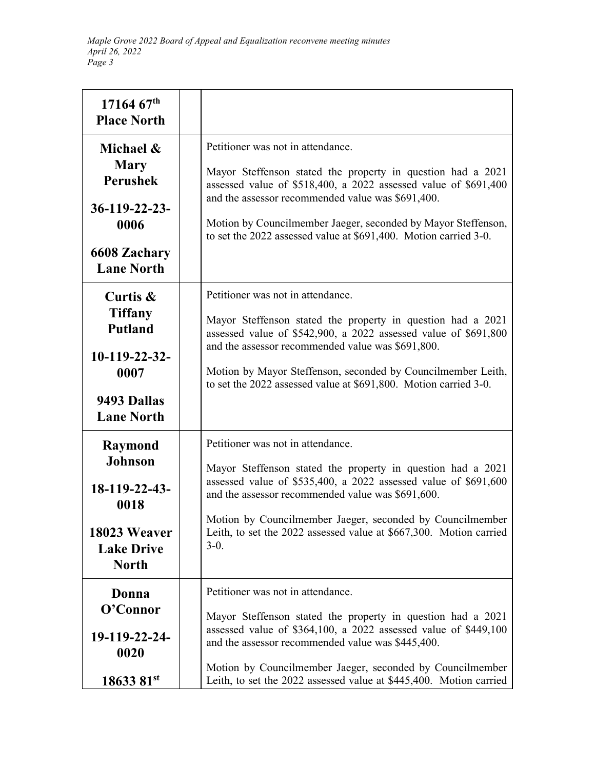| | | |
|---|---|---|
| **17164 67th Place North** | | |
| **Michael & Mary Perushek**<br><br>**36-119-22-23-0006**<br><br>**6608 Zachary Lane North** | | Petitioner was not in attendance.<br><br>Mayor Steffenson stated the property in question had a 2021 assessed value of $518,400, a 2022 assessed value of $691,400 and the assessor recommended value was $691,400.<br><br>Motion by Councilmember Jaeger, seconded by Mayor Steffenson, to set the 2022 assessed value at $691,400. Motion carried 3-0. |
| **Curtis & Tiffany Putland**<br><br>**10-119-22-32-0007**<br><br>**9493 Dallas Lane North** | | Petitioner was not in attendance.<br><br>Mayor Steffenson stated the property in question had a 2021 assessed value of $542,900, a 2022 assessed value of $691,800 and the assessor recommended value was $691,800.<br><br>Motion by Mayor Steffenson, seconded by Councilmember Leith, to set the 2022 assessed value at $691,800. Motion carried 3-0. |
| **Raymond Johnson**<br><br>**18-119-22-43-0018**<br><br>**18023 Weaver Lake Drive North** | | Petitioner was not in attendance.<br><br>Mayor Steffenson stated the property in question had a 2021 assessed value of $535,400, a 2022 assessed value of $691,600 and the assessor recommended value was $691,600.<br><br>Motion by Councilmember Jaeger, seconded by Councilmember Leith, to set the 2022 assessed value at $667,300. Motion carried 3-0. |
| **Donna O'Connor**<br><br>**19-119-22-24-0020**<br><br>**18633 81st** | | Petitioner was not in attendance.<br><br>Mayor Steffenson stated the property in question had a 2021 assessed value of $364,100, a 2022 assessed value of $449,100 and the assessor recommended value was $445,400.<br><br>Motion by Councilmember Jaeger, seconded by Councilmember Leith, to set the 2022 assessed value at $445,400. Motion carried |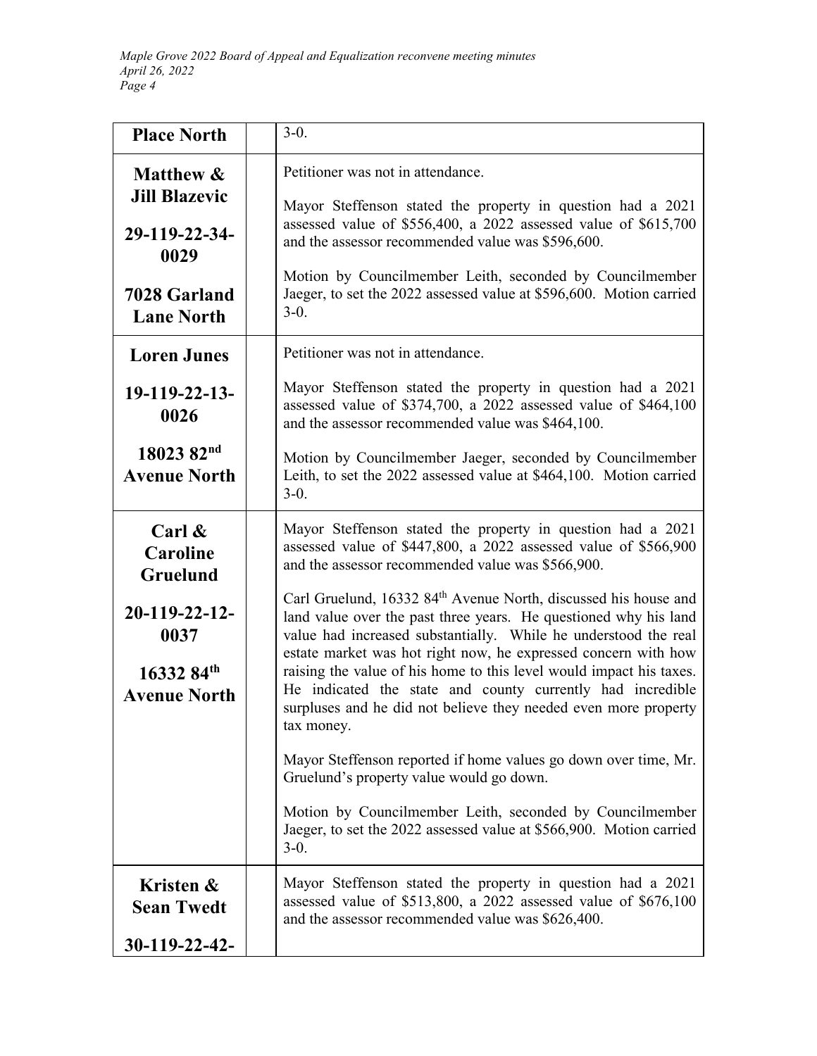| Place North | | 3-0. |
|---|---|---|
| **Matthew & Jill Blazevic**<br><br>**29-119-22-34-0029**<br><br>**7028 Garland Lane North** | | Petitioner was not in attendance.<br><br>Mayor Steffenson stated the property in question had a 2021 assessed value of $556,400, a 2022 assessed value of $615,700 and the assessor recommended value was $596,600.<br><br>Motion by Councilmember Leith, seconded by Councilmember Jaeger, to set the 2022 assessed value at $596,600. Motion carried 3-0. |
| **Loren Junes**<br><br>**19-119-22-13-0026**<br><br>**18023 82nd Avenue North** | | Petitioner was not in attendance.<br><br>Mayor Steffenson stated the property in question had a 2021 assessed value of $374,700, a 2022 assessed value of $464,100 and the assessor recommended value was $464,100.<br><br>Motion by Councilmember Jaeger, seconded by Councilmember Leith, to set the 2022 assessed value at $464,100. Motion carried 3-0. |
| **Carl & Caroline Gruelund**<br><br>**20-119-22-12-0037**<br><br>**16332 84th Avenue North** | | Mayor Steffenson stated the property in question had a 2021 assessed value of $447,800, a 2022 assessed value of $566,900 and the assessor recommended value was $566,900.<br><br>Carl Gruelund, 16332 84th Avenue North, discussed his house and land value over the past three years. He questioned why his land value had increased substantially. While he understood the real estate market was hot right now, he expressed concern with how raising the value of his home to this level would impact his taxes. He indicated the state and county currently had incredible surpluses and he did not believe they needed even more property tax money.<br><br>Mayor Steffenson reported if home values go down over time, Mr. Gruelund's property value would go down.<br><br>Motion by Councilmember Leith, seconded by Councilmember Jaeger, to set the 2022 assessed value at $566,900. Motion carried 3-0. |
| **Kristen & Sean Twedt**<br><br>**30-119-22-42-** | | Mayor Steffenson stated the property in question had a 2021 assessed value of $513,800, a 2022 assessed value of $676,100 and the assessor recommended value was $626,400. |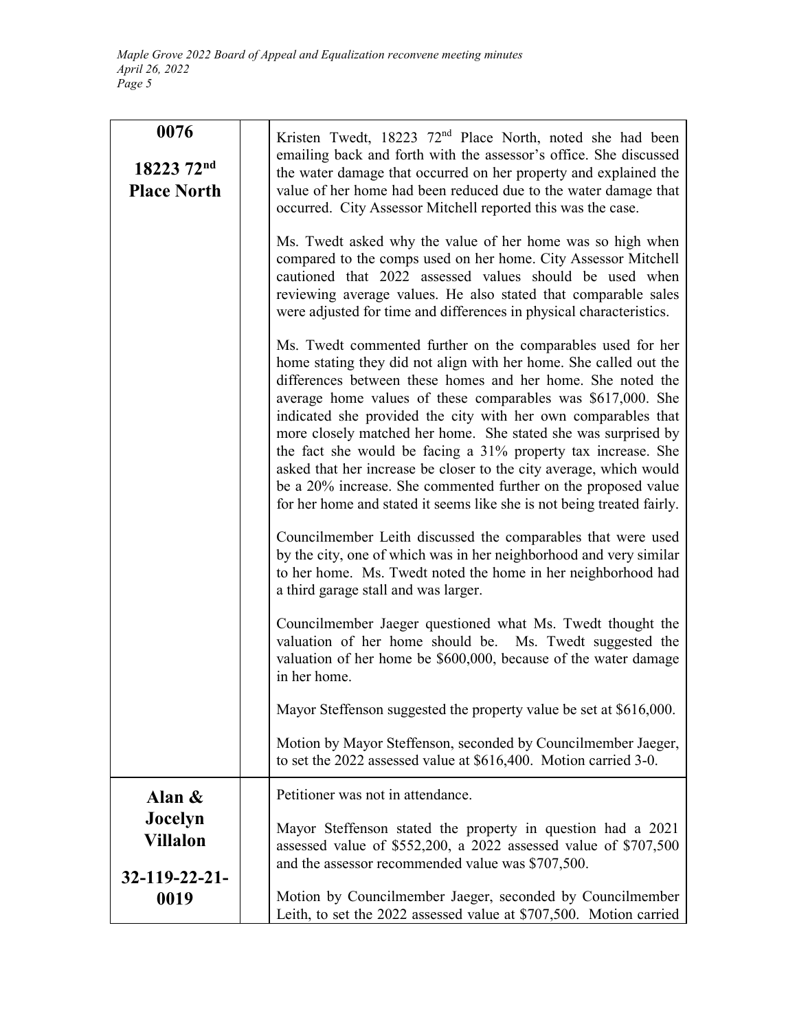| | | |
|---|---|---|
| **0076**<br><br>**18223 72nd Place North** | | Kristen Twedt, 18223 72nd Place North, noted she had been emailing back and forth with the assessor's office. She discussed the water damage that occurred on her property and explained the value of her home had been reduced due to the water damage that occurred. City Assessor Mitchell reported this was the case.<br><br>Ms. Twedt asked why the value of her home was so high when compared to the comps used on her home. City Assessor Mitchell cautioned that 2022 assessed values should be used when reviewing average values. He also stated that comparable sales were adjusted for time and differences in physical characteristics.<br><br>Ms. Twedt commented further on the comparables used for her home stating they did not align with her home. She called out the differences between these homes and her home. She noted the average home values of these comparables was $617,000. She indicated she provided the city with her own comparables that more closely matched her home. She stated she was surprised by the fact she would be facing a 31% property tax increase. She asked that her increase be closer to the city average, which would be a 20% increase. She commented further on the proposed value for her home and stated it seems like she is not being treated fairly.<br><br>Councilmember Leith discussed the comparables that were used by the city, one of which was in her neighborhood and very similar to her home. Ms. Twedt noted the home in her neighborhood had a third garage stall and was larger.<br><br>Councilmember Jaeger questioned what Ms. Twedt thought the valuation of her home should be. Ms. Twedt suggested the valuation of her home be $600,000, because of the water damage in her home.<br><br>Mayor Steffenson suggested the property value be set at $616,000.<br><br>Motion by Mayor Steffenson, seconded by Councilmember Jaeger, to set the 2022 assessed value at $616,400. Motion carried 3-0. |
| **Alan & Jocelyn Villalon**<br><br>**32-119-22-21-0019** | | Petitioner was not in attendance.<br><br>Mayor Steffenson stated the property in question had a 2021 assessed value of $552,200, a 2022 assessed value of $707,500 and the assessor recommended value was $707,500.<br><br>Motion by Councilmember Jaeger, seconded by Councilmember Leith, to set the 2022 assessed value at $707,500. Motion carried |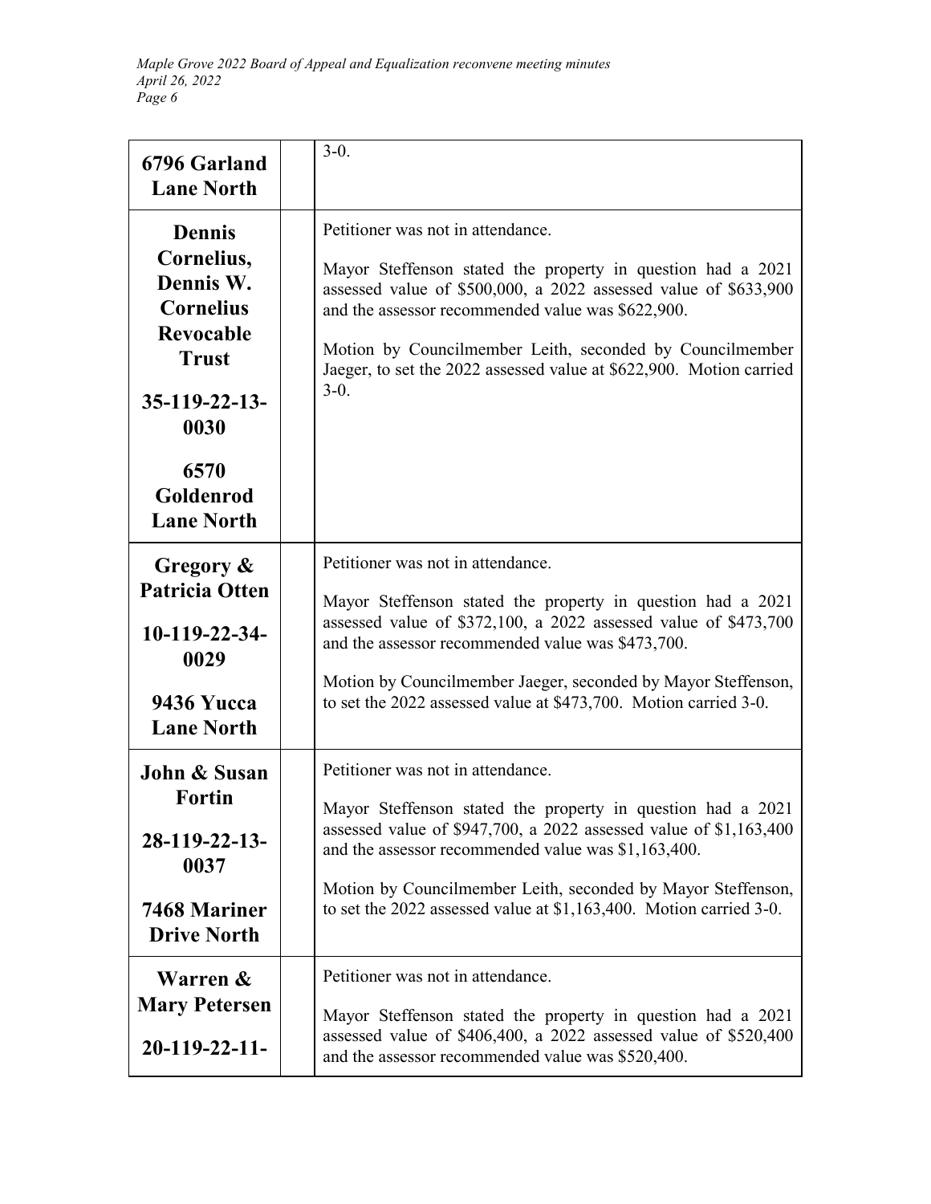| | | |
|---|---|---|
| **6796 Garland Lane North** | | 3-0. |
| **Dennis Cornelius, Dennis W. Cornelius Revocable Trust**<br><br>**35-119-22-13-0030**<br><br>**6570 Goldenrod Lane North** | | Petitioner was not in attendance.<br><br>Mayor Steffenson stated the property in question had a 2021 assessed value of $500,000, a 2022 assessed value of $633,900 and the assessor recommended value was $622,900.<br><br>Motion by Councilmember Leith, seconded by Councilmember Jaeger, to set the 2022 assessed value at $622,900. Motion carried 3-0. |
| **Gregory & Patricia Otten**<br><br>**10-119-22-34-0029**<br><br>**9436 Yucca Lane North** | | Petitioner was not in attendance.<br><br>Mayor Steffenson stated the property in question had a 2021 assessed value of $372,100, a 2022 assessed value of $473,700 and the assessor recommended value was $473,700.<br><br>Motion by Councilmember Jaeger, seconded by Mayor Steffenson, to set the 2022 assessed value at $473,700. Motion carried 3-0. |
| **John & Susan Fortin**<br><br>**28-119-22-13-0037**<br><br>**7468 Mariner Drive North** | | Petitioner was not in attendance.<br><br>Mayor Steffenson stated the property in question had a 2021 assessed value of $947,700, a 2022 assessed value of $1,163,400 and the assessor recommended value was $1,163,400.<br><br>Motion by Councilmember Leith, seconded by Mayor Steffenson, to set the 2022 assessed value at $1,163,400. Motion carried 3-0. |
| **Warren & Mary Petersen**<br><br>**20-119-22-11-** | | Petitioner was not in attendance.<br><br>Mayor Steffenson stated the property in question had a 2021 assessed value of $406,400, a 2022 assessed value of $520,400 and the assessor recommended value was $520,400. |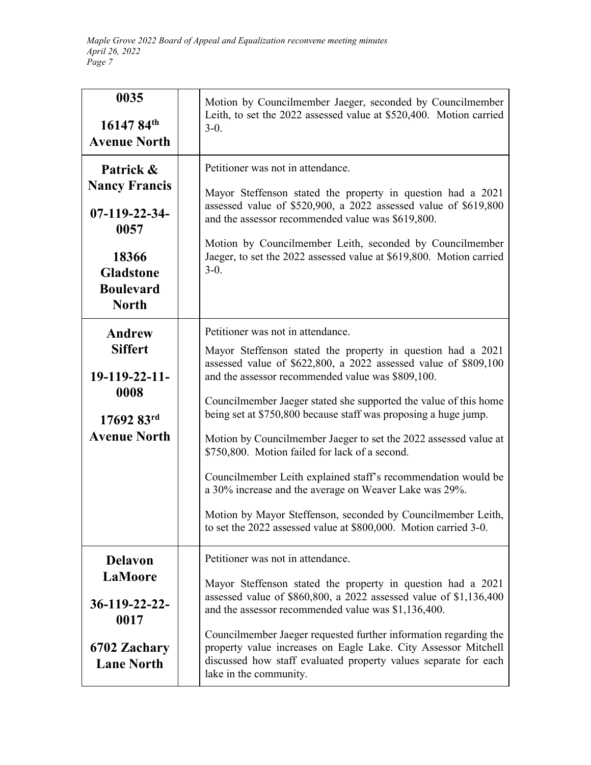| | | |
|---|---|---|
| **0035**<br><br>**16147 84th Avenue North** | | Motion by Councilmember Jaeger, seconded by Councilmember Leith, to set the 2022 assessed value at $520,400. Motion carried 3-0. |
| **Patrick & Nancy Francis**<br><br>**07-119-22-34-0057**<br><br>**18366 Gladstone Boulevard North** | | Petitioner was not in attendance.<br><br>Mayor Steffenson stated the property in question had a 2021 assessed value of $520,900, a 2022 assessed value of $619,800 and the assessor recommended value was $619,800.<br><br>Motion by Councilmember Leith, seconded by Councilmember Jaeger, to set the 2022 assessed value at $619,800. Motion carried 3-0. |
| **Andrew Siffert**<br><br>**19-119-22-11-0008**<br><br>**17692 83rd Avenue North** | | Petitioner was not in attendance.<br><br>Mayor Steffenson stated the property in question had a 2021 assessed value of $622,800, a 2022 assessed value of $809,100 and the assessor recommended value was $809,100.<br><br>Councilmember Jaeger stated she supported the value of this home being set at $750,800 because staff was proposing a huge jump.<br><br>Motion by Councilmember Jaeger to set the 2022 assessed value at $750,800. Motion failed for lack of a second.<br><br>Councilmember Leith explained staff's recommendation would be a 30% increase and the average on Weaver Lake was 29%.<br><br>Motion by Mayor Steffenson, seconded by Councilmember Leith, to set the 2022 assessed value at $800,000. Motion carried 3-0. |
| **Delavon LaMoore**<br><br>**36-119-22-22-0017**<br><br>**6702 Zachary Lane North** | | Petitioner was not in attendance.<br><br>Mayor Steffenson stated the property in question had a 2021 assessed value of $860,800, a 2022 assessed value of $1,136,400 and the assessor recommended value was $1,136,400.<br><br>Councilmember Jaeger requested further information regarding the property value increases on Eagle Lake. City Assessor Mitchell discussed how staff evaluated property values separate for each lake in the community. |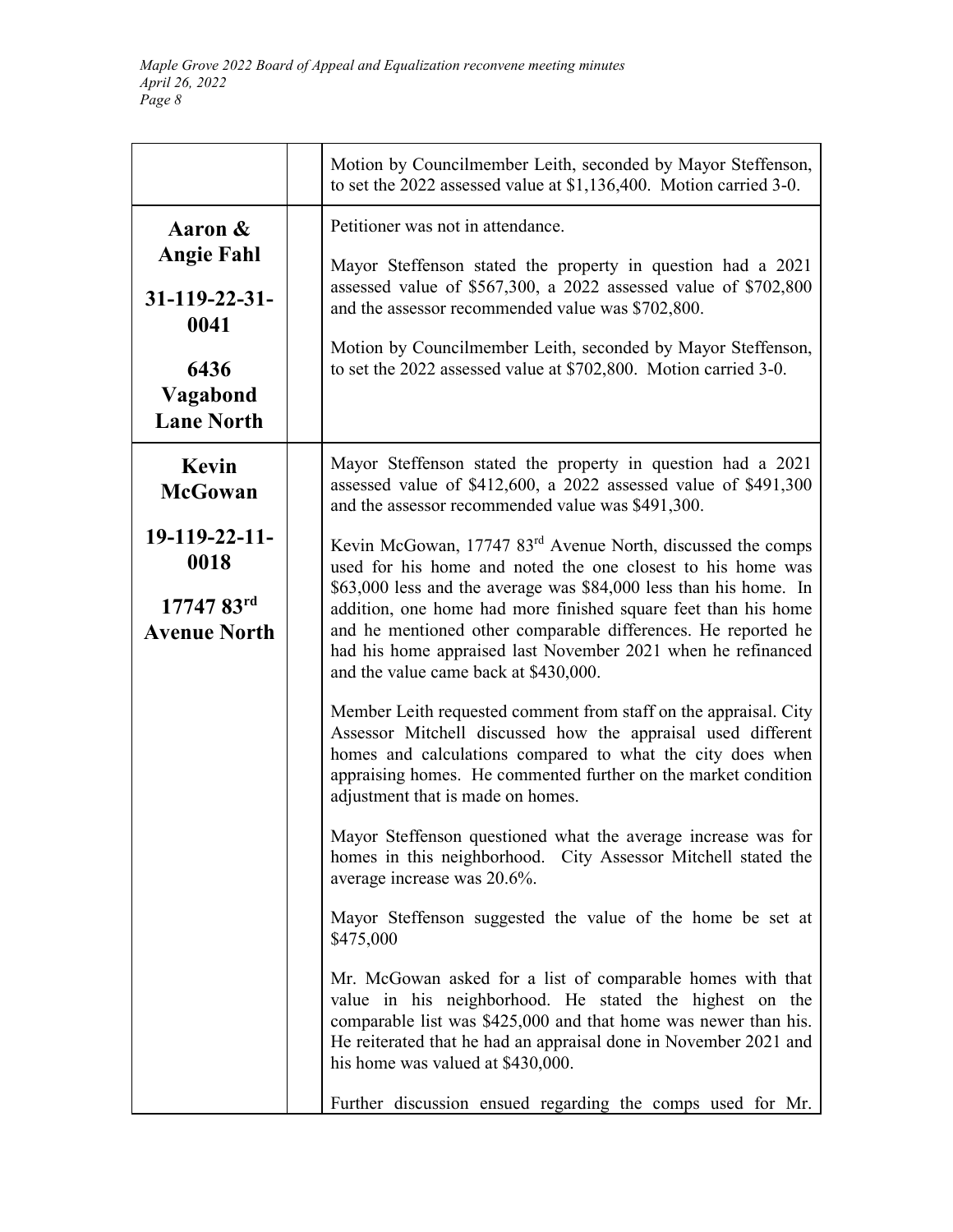| | | |
|---|---|---|
| | | Motion by Councilmember Leith, seconded by Mayor Steffenson, to set the 2022 assessed value at $1,136,400. Motion carried 3-0. |
| **Aaron & Angie Fahl**<br><br>**31-119-22-31-0041**<br><br>**6436 Vagabond Lane North** | | Petitioner was not in attendance.<br><br>Mayor Steffenson stated the property in question had a 2021 assessed value of $567,300, a 2022 assessed value of $702,800 and the assessor recommended value was $702,800.<br><br>Motion by Councilmember Leith, seconded by Mayor Steffenson, to set the 2022 assessed value at $702,800. Motion carried 3-0. |
| **Kevin McGowan**<br><br>**19-119-22-11-0018**<br><br>**17747 83rd Avenue North** | | Mayor Steffenson stated the property in question had a 2021 assessed value of $412,600, a 2022 assessed value of $491,300 and the assessor recommended value was $491,300.<br><br>Kevin McGowan, 17747 83rd Avenue North, discussed the comps used for his home and noted the one closest to his home was $63,000 less and the average was $84,000 less than his home. In addition, one home had more finished square feet than his home and he mentioned other comparable differences. He reported he had his home appraised last November 2021 when he refinanced and the value came back at $430,000.<br><br>Member Leith requested comment from staff on the appraisal. City Assessor Mitchell discussed how the appraisal used different homes and calculations compared to what the city does when appraising homes. He commented further on the market condition adjustment that is made on homes.<br><br>Mayor Steffenson questioned what the average increase was for homes in this neighborhood. City Assessor Mitchell stated the average increase was 20.6%.<br><br>Mayor Steffenson suggested the value of the home be set at $475,000<br><br>Mr. McGowan asked for a list of comparable homes with that value in his neighborhood. He stated the highest on the comparable list was $425,000 and that home was newer than his. He reiterated that he had an appraisal done in November 2021 and his home was valued at $430,000.<br><br>Further discussion ensued regarding the comps used for Mr. |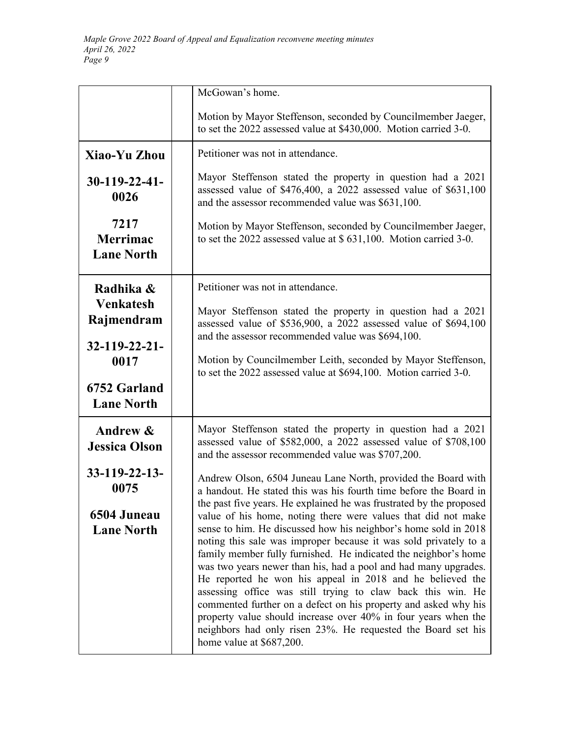| | | |
|---|---|---|
| | | McGowan's home.<br><br>Motion by Mayor Steffenson, seconded by Councilmember Jaeger, to set the 2022 assessed value at $430,000. Motion carried 3-0. |
| **Xiao-Yu Zhou**<br><br>**30-119-22-41-0026**<br><br>**7217 Merrimac Lane North** | | Petitioner was not in attendance.<br><br>Mayor Steffenson stated the property in question had a 2021 assessed value of $476,400, a 2022 assessed value of $631,100 and the assessor recommended value was $631,100.<br><br>Motion by Mayor Steffenson, seconded by Councilmember Jaeger, to set the 2022 assessed value at $ 631,100. Motion carried 3-0. |
| **Radhika & Venkatesh Rajmendram**<br><br>**32-119-22-21-0017**<br><br>**6752 Garland Lane North** | | Petitioner was not in attendance.<br><br>Mayor Steffenson stated the property in question had a 2021 assessed value of $536,900, a 2022 assessed value of $694,100 and the assessor recommended value was $694,100.<br><br>Motion by Councilmember Leith, seconded by Mayor Steffenson, to set the 2022 assessed value at $694,100. Motion carried 3-0. |
| **Andrew & Jessica Olson**<br><br>**33-119-22-13-0075**<br><br>**6504 Juneau Lane North** | | Mayor Steffenson stated the property in question had a 2021 assessed value of $582,000, a 2022 assessed value of $708,100 and the assessor recommended value was $707,200.<br><br>Andrew Olson, 6504 Juneau Lane North, provided the Board with a handout. He stated this was his fourth time before the Board in the past five years. He explained he was frustrated by the proposed value of his home, noting there were values that did not make sense to him. He discussed how his neighbor's home sold in 2018 noting this sale was improper because it was sold privately to a family member fully furnished. He indicated the neighbor's home was two years newer than his, had a pool and had many upgrades. He reported he won his appeal in 2018 and he believed the assessing office was still trying to claw back this win. He commented further on a defect on his property and asked why his property value should increase over 40% in four years when the neighbors had only risen 23%. He requested the Board set his home value at $687,200. |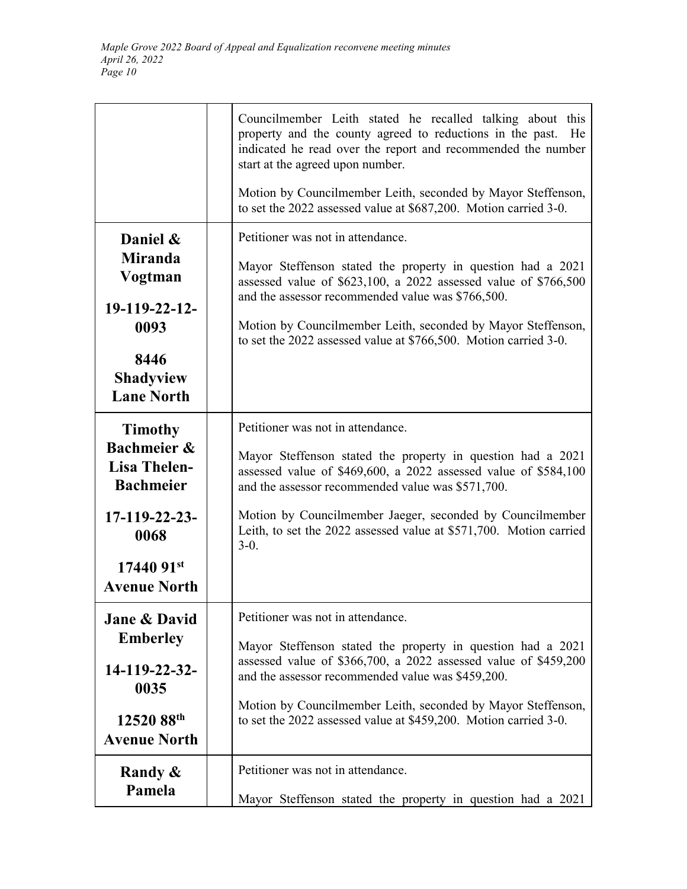| | | |
|---|---|---|
| | | Councilmember Leith stated he recalled talking about this property and the county agreed to reductions in the past. He indicated he read over the report and recommended the number start at the agreed upon number.<br><br>Motion by Councilmember Leith, seconded by Mayor Steffenson, to set the 2022 assessed value at $687,200. Motion carried 3-0. |
| **Daniel & Miranda Vogtman**<br><br>**19-119-22-12-0093**<br><br>**8446 Shadyview Lane North** | | Petitioner was not in attendance.<br><br>Mayor Steffenson stated the property in question had a 2021 assessed value of $623,100, a 2022 assessed value of $766,500 and the assessor recommended value was $766,500.<br><br>Motion by Councilmember Leith, seconded by Mayor Steffenson, to set the 2022 assessed value at $766,500. Motion carried 3-0. |
| **Timothy Bachmeier & Lisa Thelen-Bachmeier**<br><br>**17-119-22-23-0068**<br><br>**17440 91st Avenue North** | | Petitioner was not in attendance.<br><br>Mayor Steffenson stated the property in question had a 2021 assessed value of $469,600, a 2022 assessed value of $584,100 and the assessor recommended value was $571,700.<br><br>Motion by Councilmember Jaeger, seconded by Councilmember Leith, to set the 2022 assessed value at $571,700. Motion carried 3-0. |
| **Jane & David Emberley**<br><br>**14-119-22-32-0035**<br><br>**12520 88th Avenue North** | | Petitioner was not in attendance.<br><br>Mayor Steffenson stated the property in question had a 2021 assessed value of $366,700, a 2022 assessed value of $459,200 and the assessor recommended value was $459,200.<br><br>Motion by Councilmember Leith, seconded by Mayor Steffenson, to set the 2022 assessed value at $459,200. Motion carried 3-0. |
| **Randy & Pamela** | | Petitioner was not in attendance.<br><br>Mayor Steffenson stated the property in question had a 2021 |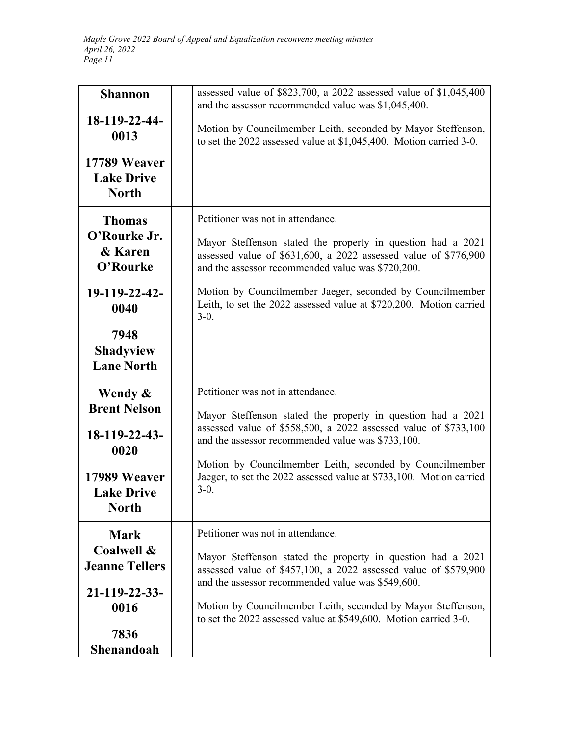| | | |
|---|---|---|
| **Shannon**<br><br>**18-119-22-44-0013**<br><br>**17789 Weaver Lake Drive North** | | assessed value of $823,700, a 2022 assessed value of $1,045,400 and the assessor recommended value was $1,045,400.<br><br>Motion by Councilmember Leith, seconded by Mayor Steffenson, to set the 2022 assessed value at $1,045,400. Motion carried 3-0. |
| **Thomas O'Rourke Jr. & Karen O'Rourke**<br><br>**19-119-22-42-0040**<br><br>**7948 Shadyview Lane North** | | Petitioner was not in attendance.<br><br>Mayor Steffenson stated the property in question had a 2021 assessed value of $631,600, a 2022 assessed value of $776,900 and the assessor recommended value was $720,200.<br><br>Motion by Councilmember Jaeger, seconded by Councilmember Leith, to set the 2022 assessed value at $720,200. Motion carried 3-0. |
| **Wendy & Brent Nelson**<br><br>**18-119-22-43-0020**<br><br>**17989 Weaver Lake Drive North** | | Petitioner was not in attendance.<br><br>Mayor Steffenson stated the property in question had a 2021 assessed value of $558,500, a 2022 assessed value of $733,100 and the assessor recommended value was $733,100.<br><br>Motion by Councilmember Leith, seconded by Councilmember Jaeger, to set the 2022 assessed value at $733,100. Motion carried 3-0. |
| **Mark Coalwell & Jeanne Tellers**<br><br>**21-119-22-33-0016**<br><br>**7836 Shenandoah** | | Petitioner was not in attendance.<br><br>Mayor Steffenson stated the property in question had a 2021 assessed value of $457,100, a 2022 assessed value of $579,900 and the assessor recommended value was $549,600.<br><br>Motion by Councilmember Leith, seconded by Mayor Steffenson, to set the 2022 assessed value at $549,600. Motion carried 3-0. |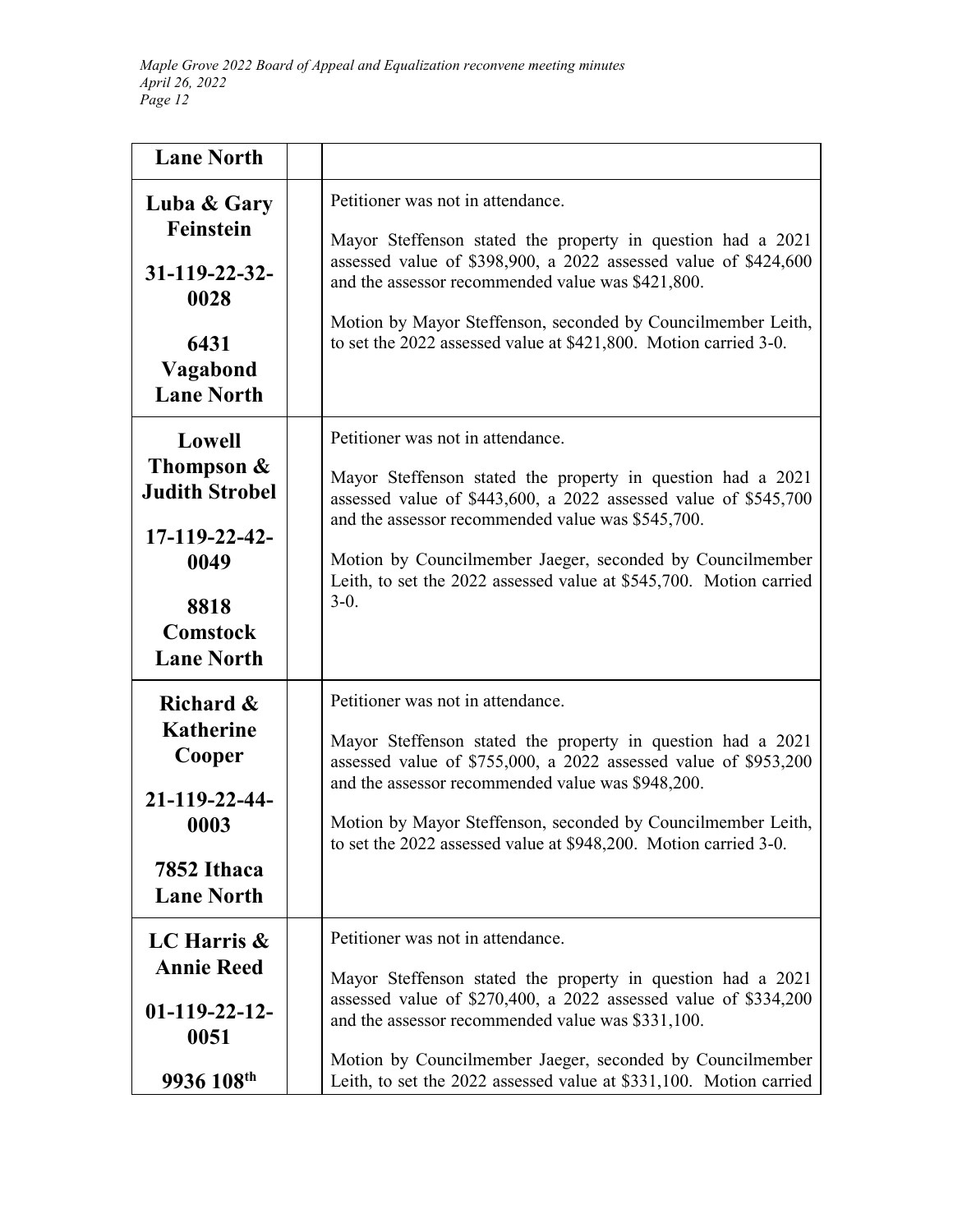| | | |
|---|---|---|
| **Lane North** | | |
| **Luba & Gary Feinstein**<br><br>**31-119-22-32-0028**<br><br>**6431 Vagabond Lane North** | | Petitioner was not in attendance.<br><br>Mayor Steffenson stated the property in question had a 2021 assessed value of $398,900, a 2022 assessed value of $424,600 and the assessor recommended value was $421,800.<br><br>Motion by Mayor Steffenson, seconded by Councilmember Leith, to set the 2022 assessed value at $421,800. Motion carried 3-0. |
| **Lowell Thompson & Judith Strobel**<br><br>**17-119-22-42-0049**<br><br>**8818 Comstock Lane North** | | Petitioner was not in attendance.<br><br>Mayor Steffenson stated the property in question had a 2021 assessed value of $443,600, a 2022 assessed value of $545,700 and the assessor recommended value was $545,700.<br><br>Motion by Councilmember Jaeger, seconded by Councilmember Leith, to set the 2022 assessed value at $545,700. Motion carried 3-0. |
| **Richard & Katherine Cooper**<br><br>**21-119-22-44-0003**<br><br>**7852 Ithaca Lane North** | | Petitioner was not in attendance.<br><br>Mayor Steffenson stated the property in question had a 2021 assessed value of $755,000, a 2022 assessed value of $953,200 and the assessor recommended value was $948,200.<br><br>Motion by Mayor Steffenson, seconded by Councilmember Leith, to set the 2022 assessed value at $948,200. Motion carried 3-0. |
| **LC Harris & Annie Reed**<br><br>**01-119-22-12-0051**<br><br>**9936 108th** | | Petitioner was not in attendance.<br><br>Mayor Steffenson stated the property in question had a 2021 assessed value of $270,400, a 2022 assessed value of $334,200 and the assessor recommended value was $331,100.<br><br>Motion by Councilmember Jaeger, seconded by Councilmember Leith, to set the 2022 assessed value at $331,100. Motion carried |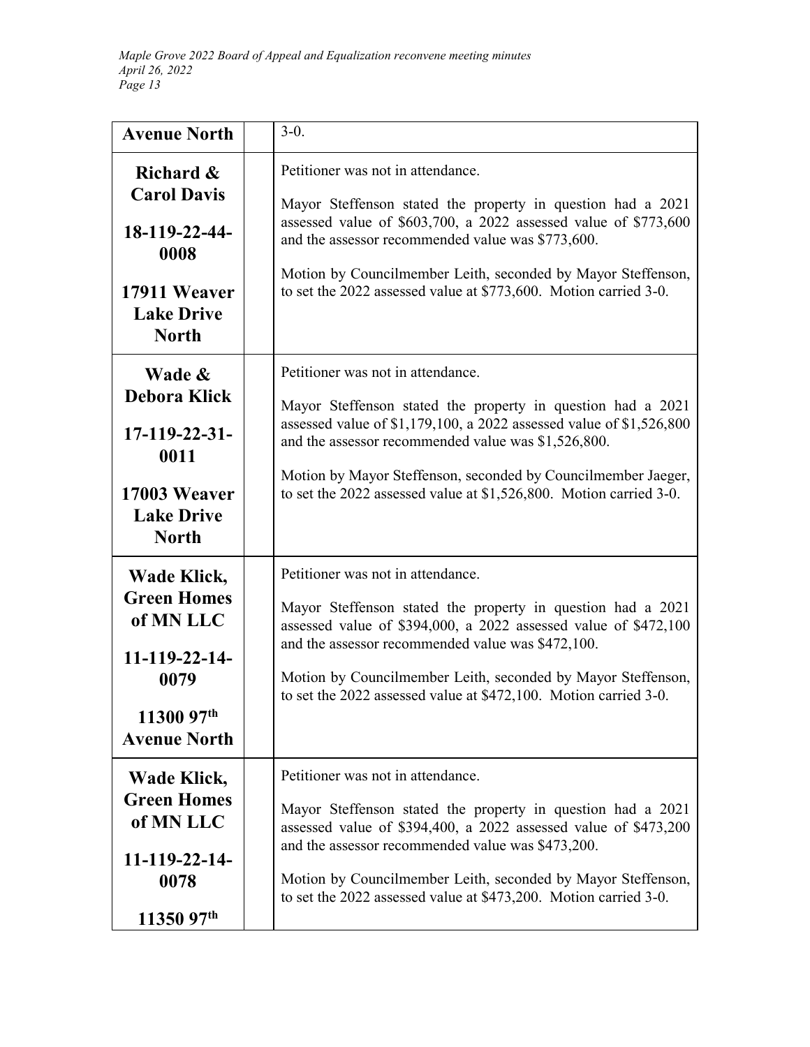| | | |
|---|---|---|
| **Avenue North** | | 3-0. |
| **Richard & Carol Davis**<br><br>**18-119-22-44-0008**<br><br>**17911 Weaver Lake Drive North** | | Petitioner was not in attendance.<br><br>Mayor Steffenson stated the property in question had a 2021 assessed value of $603,700, a 2022 assessed value of $773,600 and the assessor recommended value was $773,600.<br><br>Motion by Councilmember Leith, seconded by Mayor Steffenson, to set the 2022 assessed value at $773,600. Motion carried 3-0. |
| **Wade & Debora Klick**<br><br>**17-119-22-31-0011**<br><br>**17003 Weaver Lake Drive North** | | Petitioner was not in attendance.<br><br>Mayor Steffenson stated the property in question had a 2021 assessed value of $1,179,100, a 2022 assessed value of $1,526,800 and the assessor recommended value was $1,526,800.<br><br>Motion by Mayor Steffenson, seconded by Councilmember Jaeger, to set the 2022 assessed value at $1,526,800. Motion carried 3-0. |
| **Wade Klick, Green Homes of MN LLC**<br><br>**11-119-22-14-0079**<br><br>**11300 97th Avenue North** | | Petitioner was not in attendance.<br><br>Mayor Steffenson stated the property in question had a 2021 assessed value of $394,000, a 2022 assessed value of $472,100 and the assessor recommended value was $472,100.<br><br>Motion by Councilmember Leith, seconded by Mayor Steffenson, to set the 2022 assessed value at $472,100. Motion carried 3-0. |
| **Wade Klick, Green Homes of MN LLC**<br><br>**11-119-22-14-0078**<br><br>**11350 97th** | | Petitioner was not in attendance.<br><br>Mayor Steffenson stated the property in question had a 2021 assessed value of $394,400, a 2022 assessed value of $473,200 and the assessor recommended value was $473,200.<br><br>Motion by Councilmember Leith, seconded by Mayor Steffenson, to set the 2022 assessed value at $473,200. Motion carried 3-0. |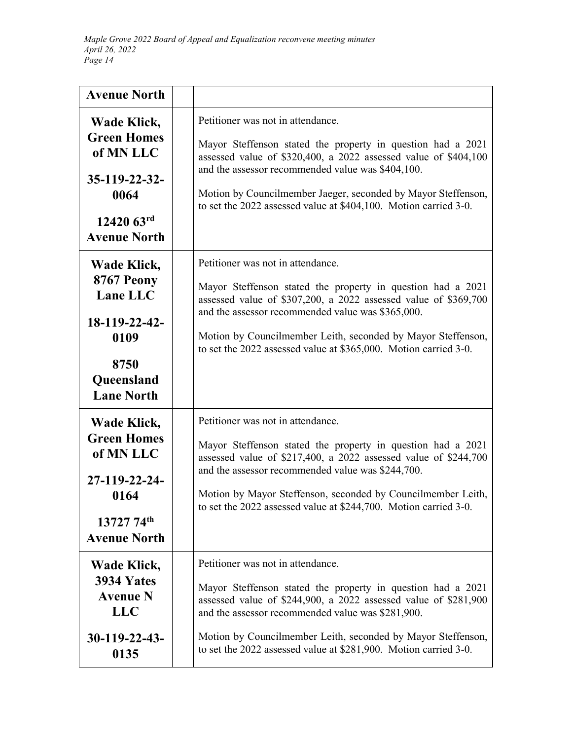| | | |
|---|---|---|
| **Avenue North** | | |
| **Wade Klick, Green Homes of MN LLC**<br><br>**35-119-22-32-0064**<br><br>**12420 63rd Avenue North** | | Petitioner was not in attendance.<br><br>Mayor Steffenson stated the property in question had a 2021 assessed value of $320,400, a 2022 assessed value of $404,100 and the assessor recommended value was $404,100.<br><br>Motion by Councilmember Jaeger, seconded by Mayor Steffenson, to set the 2022 assessed value at $404,100. Motion carried 3-0. |
| **Wade Klick, 8767 Peony Lane LLC**<br><br>**18-119-22-42-0109**<br><br>**8750 Queensland Lane North** | | Petitioner was not in attendance.<br><br>Mayor Steffenson stated the property in question had a 2021 assessed value of $307,200, a 2022 assessed value of $369,700 and the assessor recommended value was $365,000.<br><br>Motion by Councilmember Leith, seconded by Mayor Steffenson, to set the 2022 assessed value at $365,000. Motion carried 3-0. |
| **Wade Klick, Green Homes of MN LLC**<br><br>**27-119-22-24-0164**<br><br>**13727 74th Avenue North** | | Petitioner was not in attendance.<br><br>Mayor Steffenson stated the property in question had a 2021 assessed value of $217,400, a 2022 assessed value of $244,700 and the assessor recommended value was $244,700.<br><br>Motion by Mayor Steffenson, seconded by Councilmember Leith, to set the 2022 assessed value at $244,700. Motion carried 3-0. |
| **Wade Klick, 3934 Yates Avenue N LLC**<br><br>**30-119-22-43-0135** | | Petitioner was not in attendance.<br><br>Mayor Steffenson stated the property in question had a 2021 assessed value of $244,900, a 2022 assessed value of $281,900 and the assessor recommended value was $281,900.<br><br>Motion by Councilmember Leith, seconded by Mayor Steffenson, to set the 2022 assessed value at $281,900. Motion carried 3-0. |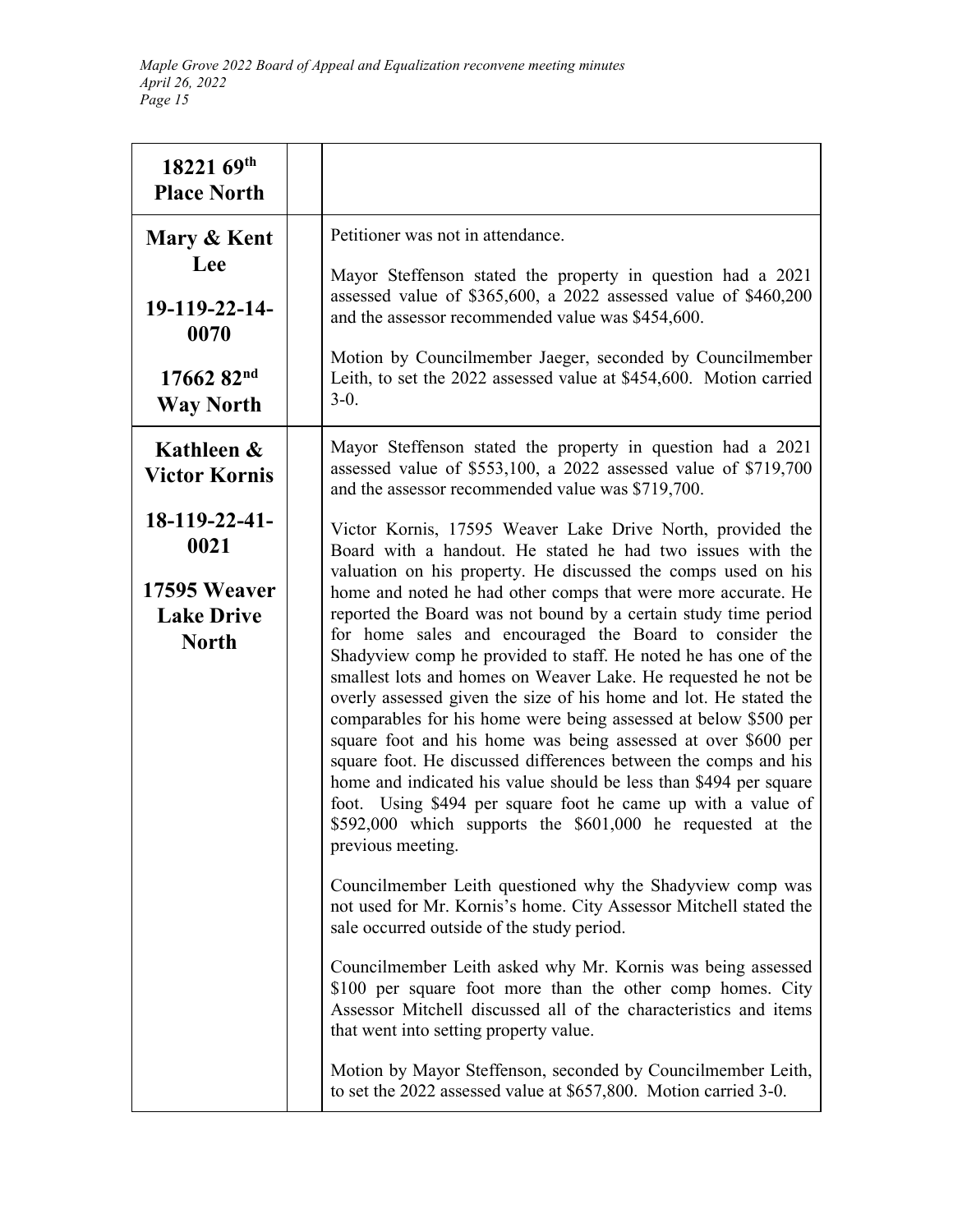| **18221 69th Place North** | | |
|---|---|---|
| **Mary & Kent Lee**<br><br>**19-119-22-14-0070**<br><br>**17662 82nd Way North** | | Petitioner was not in attendance.<br><br>Mayor Steffenson stated the property in question had a 2021 assessed value of $365,600, a 2022 assessed value of $460,200 and the assessor recommended value was $454,600.<br><br>Motion by Councilmember Jaeger, seconded by Councilmember Leith, to set the 2022 assessed value at $454,600. Motion carried 3-0. |
| **Kathleen & Victor Kornis**<br><br>**18-119-22-41-0021**<br><br>**17595 Weaver Lake Drive North** | | Mayor Steffenson stated the property in question had a 2021 assessed value of $553,100, a 2022 assessed value of $719,700 and the assessor recommended value was $719,700.<br><br>Victor Kornis, 17595 Weaver Lake Drive North, provided the Board with a handout. He stated he had two issues with the valuation on his property. He discussed the comps used on his home and noted he had other comps that were more accurate. He reported the Board was not bound by a certain study time period for home sales and encouraged the Board to consider the Shadyview comp he provided to staff. He noted he has one of the smallest lots and homes on Weaver Lake. He requested he not be overly assessed given the size of his home and lot. He stated the comparables for his home were being assessed at below $500 per square foot and his home was being assessed at over $600 per square foot. He discussed differences between the comps and his home and indicated his value should be less than $494 per square foot. Using $494 per square foot he came up with a value of $592,000 which supports the $601,000 he requested at the previous meeting.<br><br>Councilmember Leith questioned why the Shadyview comp was not used for Mr. Kornis's home. City Assessor Mitchell stated the sale occurred outside of the study period.<br><br>Councilmember Leith asked why Mr. Kornis was being assessed $100 per square foot more than the other comp homes. City Assessor Mitchell discussed all of the characteristics and items that went into setting property value.<br><br>Motion by Mayor Steffenson, seconded by Councilmember Leith, to set the 2022 assessed value at $657,800. Motion carried 3-0. |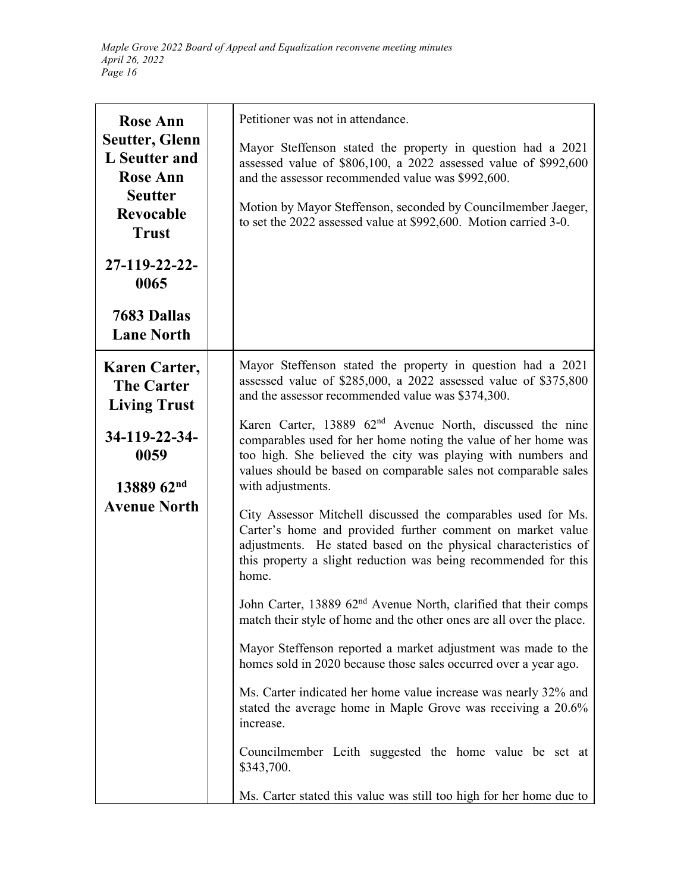| | | |
|---|---|---|
| **Rose Ann Seutter, Glenn L Seutter and Rose Ann Seutter Revocable Trust**<br><br>**27-119-22-22-0065**<br><br>**7683 Dallas Lane North** | | Petitioner was not in attendance.<br><br>Mayor Steffenson stated the property in question had a 2021 assessed value of $806,100, a 2022 assessed value of $992,600 and the assessor recommended value was $992,600.<br><br>Motion by Mayor Steffenson, seconded by Councilmember Jaeger, to set the 2022 assessed value at $992,600. Motion carried 3-0. |
| **Karen Carter, The Carter Living Trust**<br><br>**34-119-22-34-0059**<br><br>**13889 62nd Avenue North** | | Mayor Steffenson stated the property in question had a 2021 assessed value of $285,000, a 2022 assessed value of $375,800 and the assessor recommended value was $374,300.<br><br>Karen Carter, 13889 62nd Avenue North, discussed the nine comparables used for her home noting the value of her home was too high. She believed the city was playing with numbers and values should be based on comparable sales not comparable sales with adjustments.<br><br>City Assessor Mitchell discussed the comparables used for Ms. Carter's home and provided further comment on market value adjustments. He stated based on the physical characteristics of this property a slight reduction was being recommended for this home.<br><br>John Carter, 13889 62nd Avenue North, clarified that their comps match their style of home and the other ones are all over the place.<br><br>Mayor Steffenson reported a market adjustment was made to the homes sold in 2020 because those sales occurred over a year ago.<br><br>Ms. Carter indicated her home value increase was nearly 32% and stated the average home in Maple Grove was receiving a 20.6% increase.<br><br>Councilmember Leith suggested the home value be set at $343,700.<br><br>Ms. Carter stated this value was still too high for her home due to |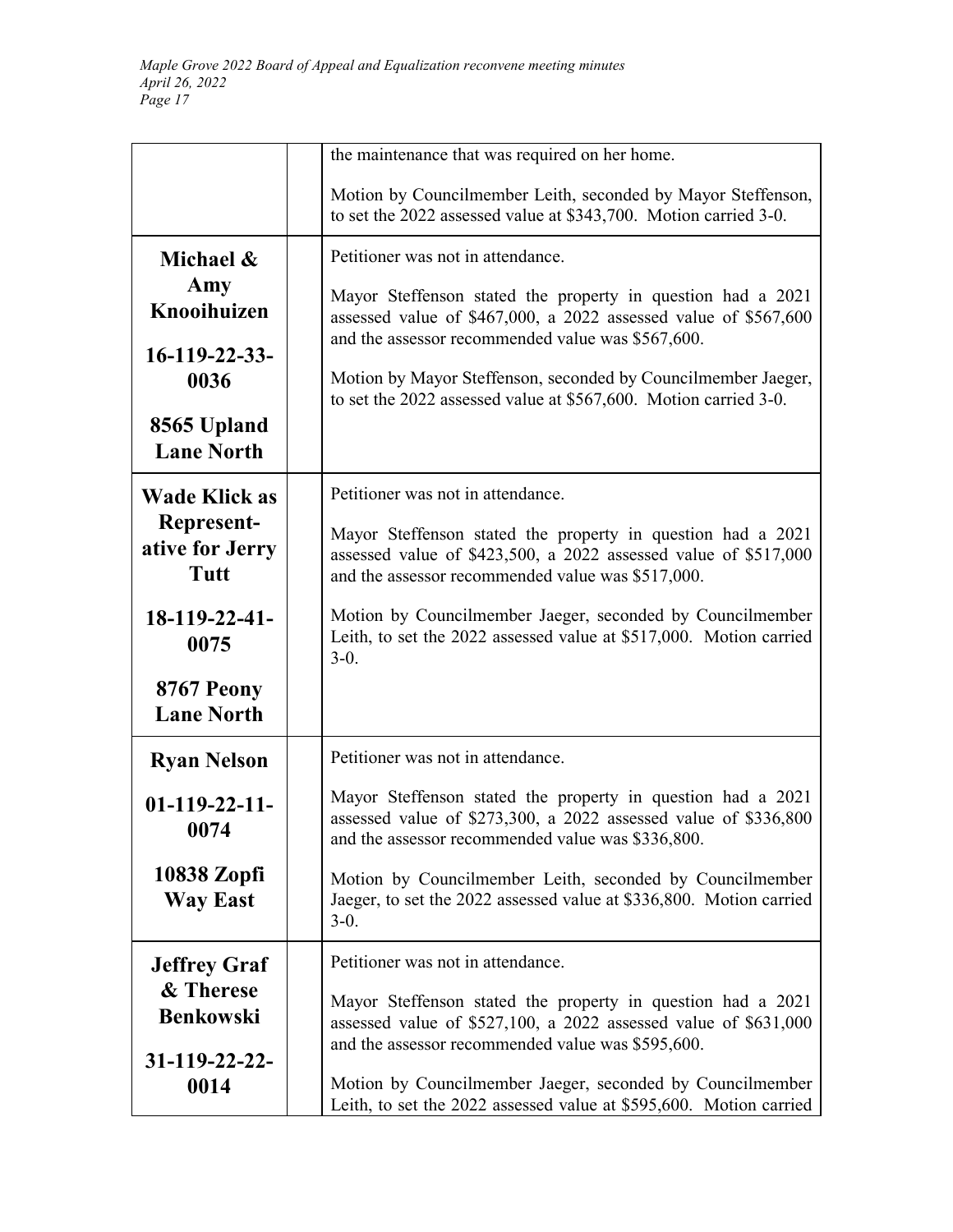| | | |
|---|---|---|
| | | the maintenance that was required on her home.<br><br>Motion by Councilmember Leith, seconded by Mayor Steffenson, to set the 2022 assessed value at $343,700. Motion carried 3-0. |
| **Michael & Amy Knooihuizen**<br><br>**16-119-22-33-0036**<br><br>**8565 Upland Lane North** | | Petitioner was not in attendance.<br><br>Mayor Steffenson stated the property in question had a 2021 assessed value of $467,000, a 2022 assessed value of $567,600 and the assessor recommended value was $567,600.<br><br>Motion by Mayor Steffenson, seconded by Councilmember Jaeger, to set the 2022 assessed value at $567,600. Motion carried 3-0. |
| **Wade Klick as Represent-ative for Jerry Tutt**<br><br>**18-119-22-41-0075**<br><br>**8767 Peony Lane North** | | Petitioner was not in attendance.<br><br>Mayor Steffenson stated the property in question had a 2021 assessed value of $423,500, a 2022 assessed value of $517,000 and the assessor recommended value was $517,000.<br><br>Motion by Councilmember Jaeger, seconded by Councilmember Leith, to set the 2022 assessed value at $517,000. Motion carried 3-0. |
| **Ryan Nelson**<br><br>**01-119-22-11-0074**<br><br>**10838 Zopfi Way East** | | Petitioner was not in attendance.<br><br>Mayor Steffenson stated the property in question had a 2021 assessed value of $273,300, a 2022 assessed value of $336,800 and the assessor recommended value was $336,800.<br><br>Motion by Councilmember Leith, seconded by Councilmember Jaeger, to set the 2022 assessed value at $336,800. Motion carried 3-0. |
| **Jeffrey Graf & Therese Benkowski**<br><br>**31-119-22-22-0014** | | Petitioner was not in attendance.<br><br>Mayor Steffenson stated the property in question had a 2021 assessed value of $527,100, a 2022 assessed value of $631,000 and the assessor recommended value was $595,600.<br><br>Motion by Councilmember Jaeger, seconded by Councilmember Leith, to set the 2022 assessed value at $595,600. Motion carried |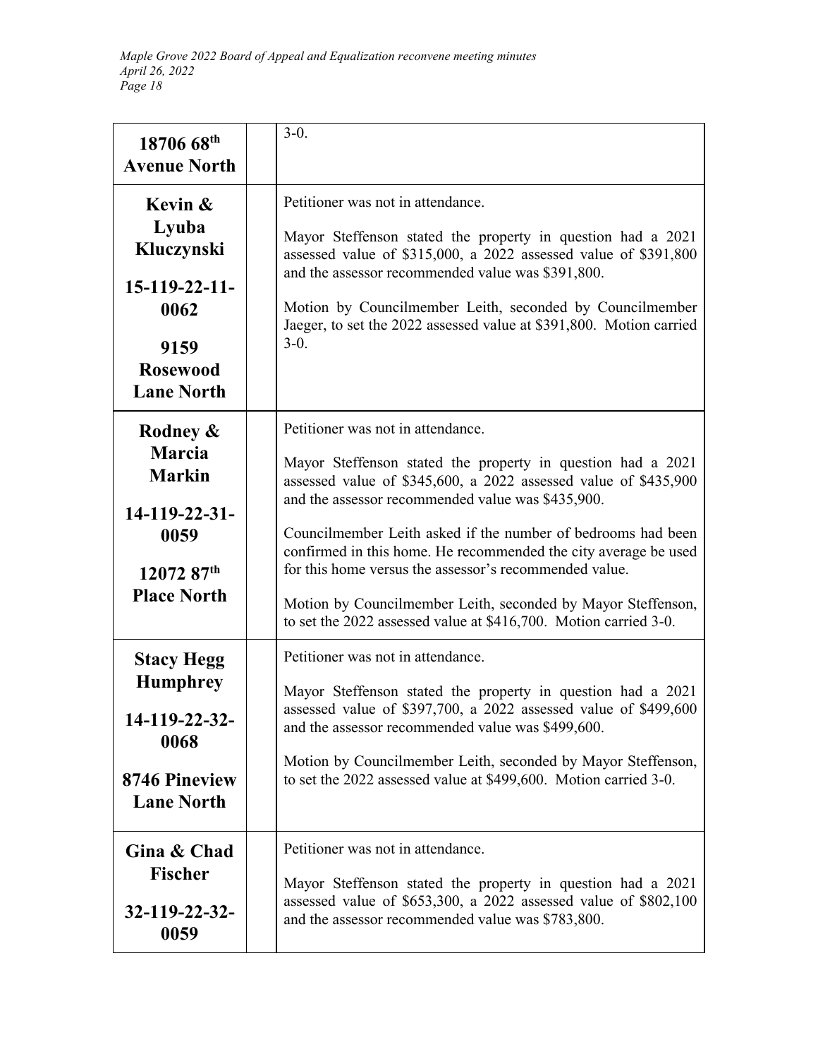| | | |
|---|---|---|
| **18706 68th Avenue North** | | 3-0. |
| **Kevin & Lyuba Kluczynski**<br><br>**15-119-22-11-0062**<br><br>**9159 Rosewood Lane North** | | Petitioner was not in attendance.<br><br>Mayor Steffenson stated the property in question had a 2021 assessed value of $315,000, a 2022 assessed value of $391,800 and the assessor recommended value was $391,800.<br><br>Motion by Councilmember Leith, seconded by Councilmember Jaeger, to set the 2022 assessed value at $391,800. Motion carried 3-0. |
| **Rodney & Marcia Markin**<br><br>**14-119-22-31-0059**<br><br>**12072 87th Place North** | | Petitioner was not in attendance.<br><br>Mayor Steffenson stated the property in question had a 2021 assessed value of $345,600, a 2022 assessed value of $435,900 and the assessor recommended value was $435,900.<br><br>Councilmember Leith asked if the number of bedrooms had been confirmed in this home. He recommended the city average be used for this home versus the assessor's recommended value.<br><br>Motion by Councilmember Leith, seconded by Mayor Steffenson, to set the 2022 assessed value at $416,700. Motion carried 3-0. |
| **Stacy Hegg Humphrey**<br><br>**14-119-22-32-0068**<br><br>**8746 Pineview Lane North** | | Petitioner was not in attendance.<br><br>Mayor Steffenson stated the property in question had a 2021 assessed value of $397,700, a 2022 assessed value of $499,600 and the assessor recommended value was $499,600.<br><br>Motion by Councilmember Leith, seconded by Mayor Steffenson, to set the 2022 assessed value at $499,600. Motion carried 3-0. |
| **Gina & Chad Fischer**<br><br>**32-119-22-32-0059** | | Petitioner was not in attendance.<br><br>Mayor Steffenson stated the property in question had a 2021 assessed value of $653,300, a 2022 assessed value of $802,100 and the assessor recommended value was $783,800. |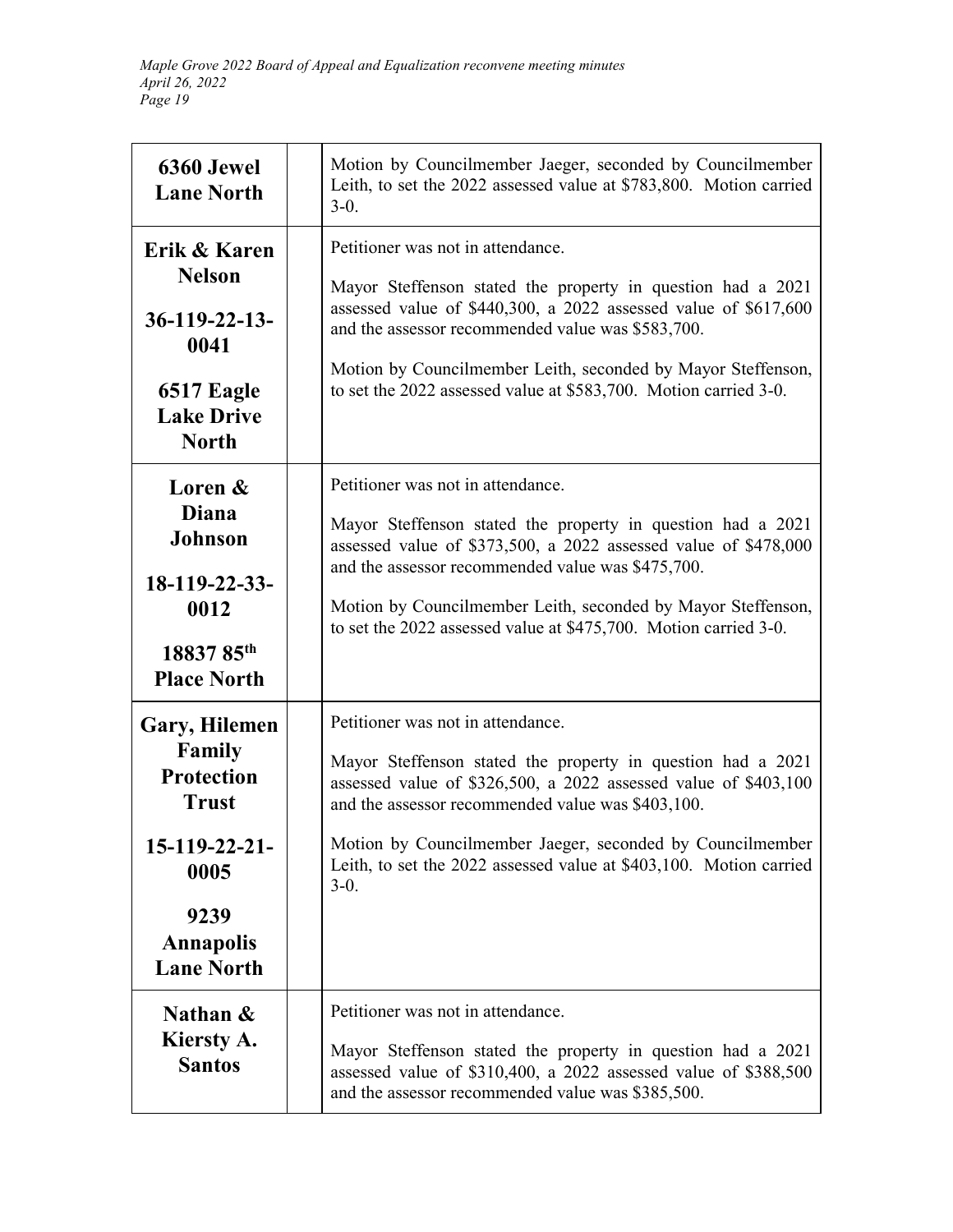| | | |
|---|---|---|
| **6360 Jewel Lane North** | | Motion by Councilmember Jaeger, seconded by Councilmember Leith, to set the 2022 assessed value at $783,800. Motion carried 3-0. |
| **Erik & Karen Nelson**<br><br>**36-119-22-13-0041**<br><br>**6517 Eagle Lake Drive North** | | Petitioner was not in attendance.<br><br>Mayor Steffenson stated the property in question had a 2021 assessed value of $440,300, a 2022 assessed value of $617,600 and the assessor recommended value was $583,700.<br><br>Motion by Councilmember Leith, seconded by Mayor Steffenson, to set the 2022 assessed value at $583,700. Motion carried 3-0. |
| **Loren & Diana Johnson**<br><br>**18-119-22-33-0012**<br><br>**18837 85th Place North** | | Petitioner was not in attendance.<br><br>Mayor Steffenson stated the property in question had a 2021 assessed value of $373,500, a 2022 assessed value of $478,000 and the assessor recommended value was $475,700.<br><br>Motion by Councilmember Leith, seconded by Mayor Steffenson, to set the 2022 assessed value at $475,700. Motion carried 3-0. |
| **Gary, Hilemen Family Protection Trust**<br><br>**15-119-22-21-0005**<br><br>**9239 Annapolis Lane North** | | Petitioner was not in attendance.<br><br>Mayor Steffenson stated the property in question had a 2021 assessed value of $326,500, a 2022 assessed value of $403,100 and the assessor recommended value was $403,100.<br><br>Motion by Councilmember Jaeger, seconded by Councilmember Leith, to set the 2022 assessed value at $403,100. Motion carried 3-0. |
| **Nathan & Kiersty A. Santos** | | Petitioner was not in attendance.<br><br>Mayor Steffenson stated the property in question had a 2021 assessed value of $310,400, a 2022 assessed value of $388,500 and the assessor recommended value was $385,500. |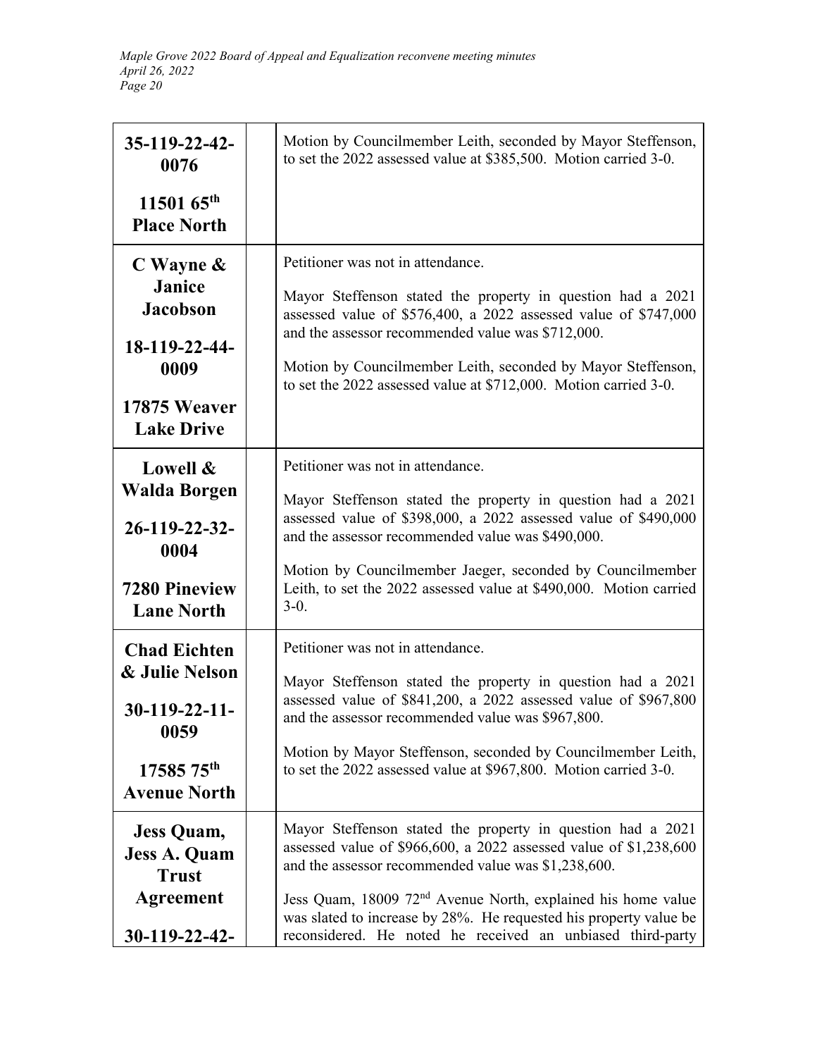| | | |
|---|---|---|
| **35-119-22-42-0076**<br><br>**11501 65th Place North** | | Motion by Councilmember Leith, seconded by Mayor Steffenson, to set the 2022 assessed value at $385,500. Motion carried 3-0. |
| **C Wayne & Janice Jacobson**<br><br>**18-119-22-44-0009**<br><br>**17875 Weaver Lake Drive** | | Petitioner was not in attendance.<br><br>Mayor Steffenson stated the property in question had a 2021 assessed value of $576,400, a 2022 assessed value of $747,000 and the assessor recommended value was $712,000.<br><br>Motion by Councilmember Leith, seconded by Mayor Steffenson, to set the 2022 assessed value at $712,000. Motion carried 3-0. |
| **Lowell & Walda Borgen**<br><br>**26-119-22-32-0004**<br><br>**7280 Pineview Lane North** | | Petitioner was not in attendance.<br><br>Mayor Steffenson stated the property in question had a 2021 assessed value of $398,000, a 2022 assessed value of $490,000 and the assessor recommended value was $490,000.<br><br>Motion by Councilmember Jaeger, seconded by Councilmember Leith, to set the 2022 assessed value at $490,000. Motion carried 3-0. |
| **Chad Eichten & Julie Nelson**<br><br>**30-119-22-11-0059**<br><br>**17585 75th Avenue North** | | Petitioner was not in attendance.<br><br>Mayor Steffenson stated the property in question had a 2021 assessed value of $841,200, a 2022 assessed value of $967,800 and the assessor recommended value was $967,800.<br><br>Motion by Mayor Steffenson, seconded by Councilmember Leith, to set the 2022 assessed value at $967,800. Motion carried 3-0. |
| **Jess Quam, Jess A. Quam Trust Agreement**<br><br>**30-119-22-42-** | | Mayor Steffenson stated the property in question had a 2021 assessed value of $966,600, a 2022 assessed value of $1,238,600 and the assessor recommended value was $1,238,600.<br><br>Jess Quam, 18009 72nd Avenue North, explained his home value was slated to increase by 28%. He requested his property value be reconsidered. He noted he received an unbiased third-party |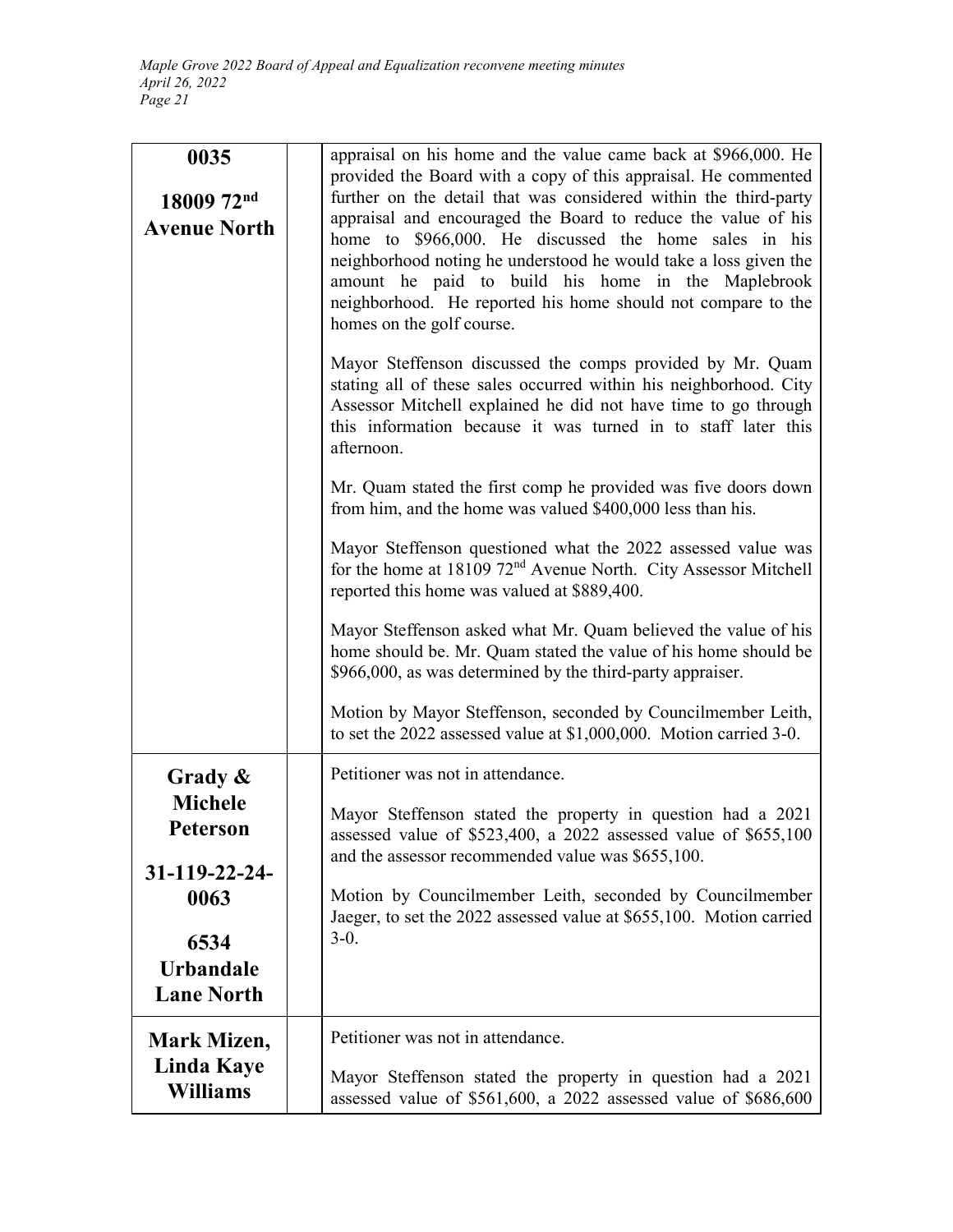| 0035<br><br>18009 72nd Avenue North | | appraisal on his home and the value came back at $966,000. He provided the Board with a copy of this appraisal. He commented further on the detail that was considered within the third-party appraisal and encouraged the Board to reduce the value of his home to $966,000. He discussed the home sales in his neighborhood noting he understood he would take a loss given the amount he paid to build his home in the Maplebrook neighborhood. He reported his home should not compare to the homes on the golf course.<br><br>Mayor Steffenson discussed the comps provided by Mr. Quam stating all of these sales occurred within his neighborhood. City Assessor Mitchell explained he did not have time to go through this information because it was turned in to staff later this afternoon.<br><br>Mr. Quam stated the first comp he provided was five doors down from him, and the home was valued $400,000 less than his.<br><br>Mayor Steffenson questioned what the 2022 assessed value was for the home at 18109 72nd Avenue North. City Assessor Mitchell reported this home was valued at $889,400.<br><br>Mayor Steffenson asked what Mr. Quam believed the value of his home should be. Mr. Quam stated the value of his home should be $966,000, as was determined by the third-party appraiser.<br><br>Motion by Mayor Steffenson, seconded by Councilmember Leith, to set the 2022 assessed value at $1,000,000. Motion carried 3-0. |
|---|---|---|
| **Grady & Michele Peterson**<br><br>**31-119-22-24-0063**<br><br>**6534 Urbandale Lane North** | | Petitioner was not in attendance.<br><br>Mayor Steffenson stated the property in question had a 2021 assessed value of $523,400, a 2022 assessed value of $655,100 and the assessor recommended value was $655,100.<br><br>Motion by Councilmember Leith, seconded by Councilmember Jaeger, to set the 2022 assessed value at $655,100. Motion carried 3-0. |
| **Mark Mizen, Linda Kaye Williams** | | Petitioner was not in attendance.<br><br>Mayor Steffenson stated the property in question had a 2021 assessed value of $561,600, a 2022 assessed value of $686,600 |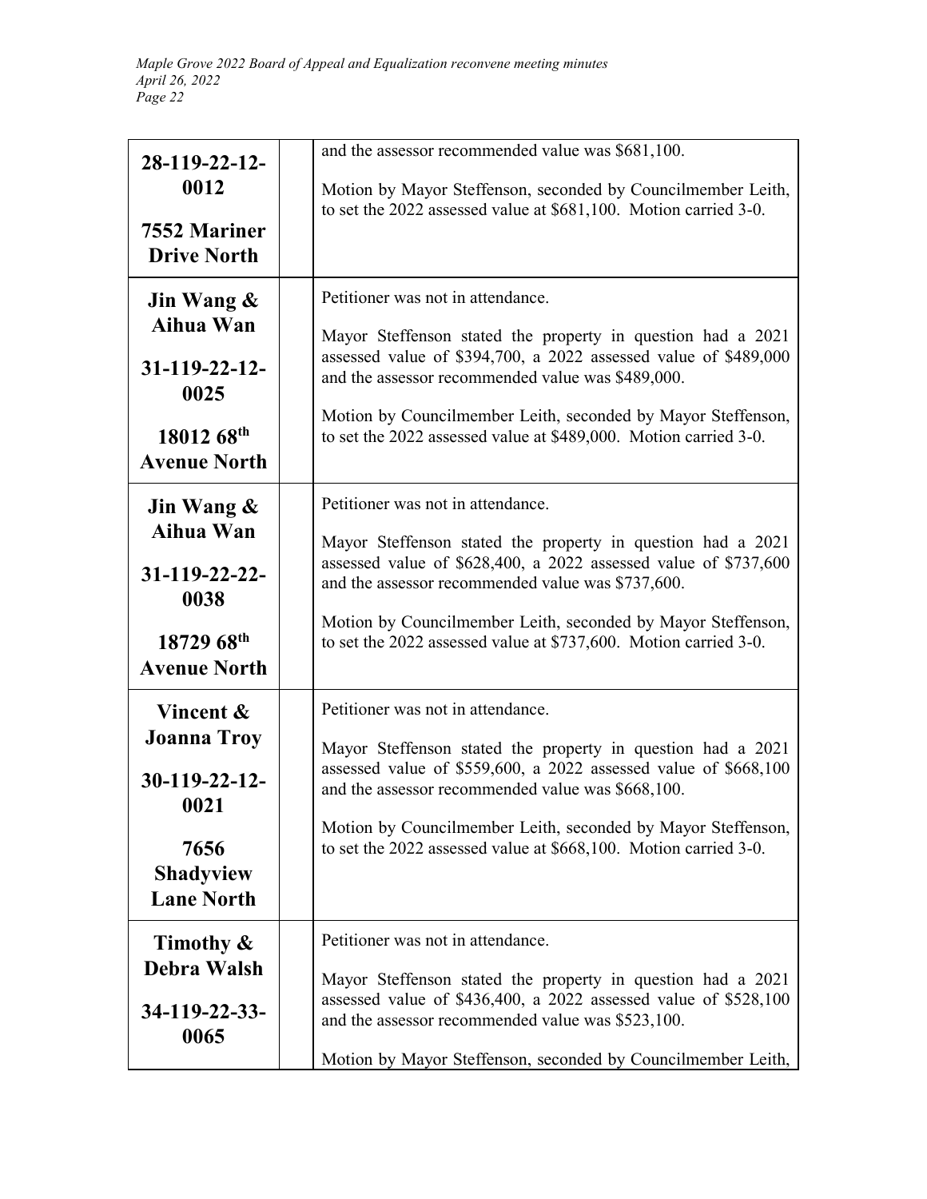| | | |
|---|---|---|
| **28-119-22-12-0012**<br><br>**7552 Mariner Drive North** | | and the assessor recommended value was $681,100.<br><br>Motion by Mayor Steffenson, seconded by Councilmember Leith, to set the 2022 assessed value at $681,100. Motion carried 3-0. |
| **Jin Wang & Aihua Wan**<br><br>**31-119-22-12-0025**<br><br>**18012 68th Avenue North** | | Petitioner was not in attendance.<br><br>Mayor Steffenson stated the property in question had a 2021 assessed value of $394,700, a 2022 assessed value of $489,000 and the assessor recommended value was $489,000.<br><br>Motion by Councilmember Leith, seconded by Mayor Steffenson, to set the 2022 assessed value at $489,000. Motion carried 3-0. |
| **Jin Wang & Aihua Wan**<br><br>**31-119-22-22-0038**<br><br>**18729 68th Avenue North** | | Petitioner was not in attendance.<br><br>Mayor Steffenson stated the property in question had a 2021 assessed value of $628,400, a 2022 assessed value of $737,600 and the assessor recommended value was $737,600.<br><br>Motion by Councilmember Leith, seconded by Mayor Steffenson, to set the 2022 assessed value at $737,600. Motion carried 3-0. |
| **Vincent & Joanna Troy**<br><br>**30-119-22-12-0021**<br><br>**7656 Shadyview Lane North** | | Petitioner was not in attendance.<br><br>Mayor Steffenson stated the property in question had a 2021 assessed value of $559,600, a 2022 assessed value of $668,100 and the assessor recommended value was $668,100.<br><br>Motion by Councilmember Leith, seconded by Mayor Steffenson, to set the 2022 assessed value at $668,100. Motion carried 3-0. |
| **Timothy & Debra Walsh**<br><br>**34-119-22-33-0065** | | Petitioner was not in attendance.<br><br>Mayor Steffenson stated the property in question had a 2021 assessed value of $436,400, a 2022 assessed value of $528,100 and the assessor recommended value was $523,100.<br><br>Motion by Mayor Steffenson, seconded by Councilmember Leith, |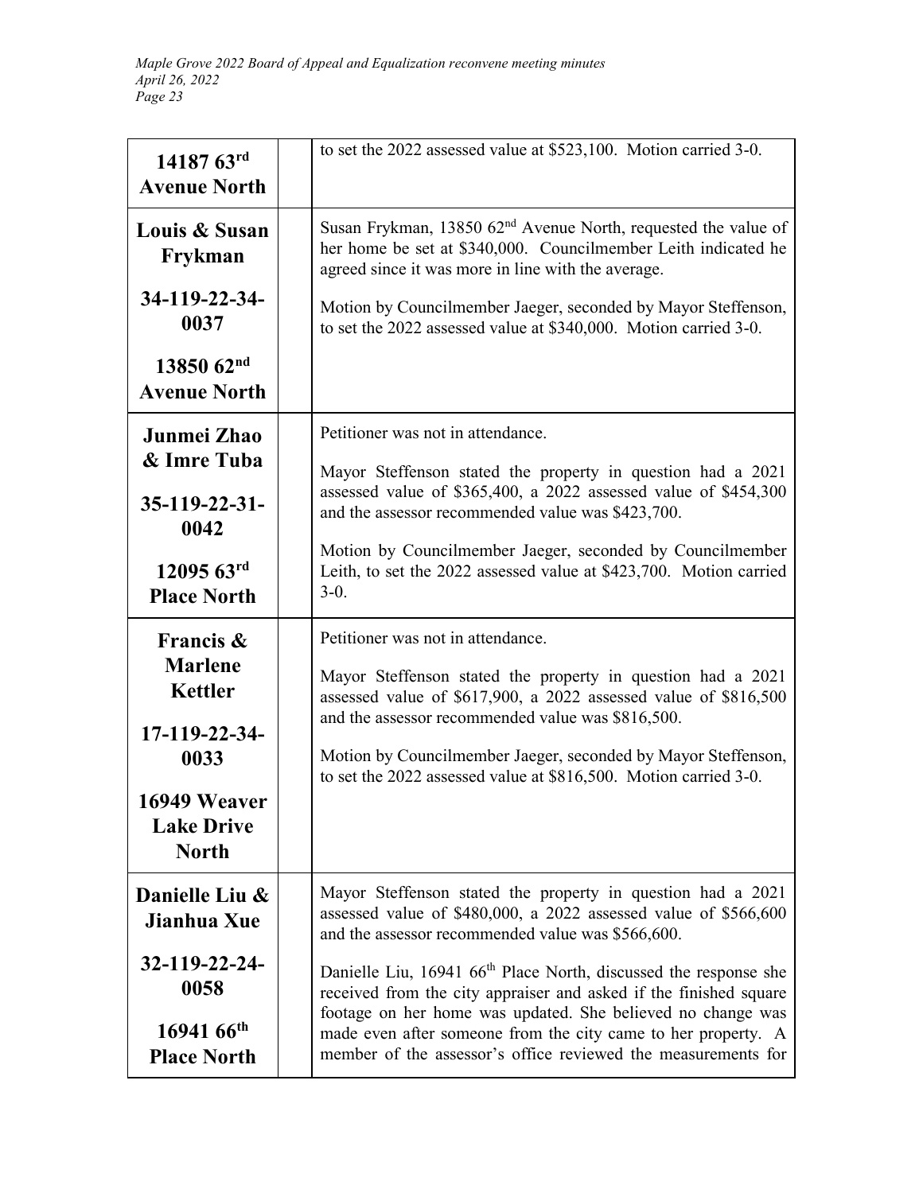| | | |
|---|---|---|
| **14187 63rd Avenue North** | | to set the 2022 assessed value at $523,100. Motion carried 3-0. |
| **Louis & Susan Frykman**<br><br>**34-119-22-34-0037**<br><br>**13850 62nd Avenue North** | | Susan Frykman, 13850 62nd Avenue North, requested the value of her home be set at $340,000. Councilmember Leith indicated he agreed since it was more in line with the average.<br><br>Motion by Councilmember Jaeger, seconded by Mayor Steffenson, to set the 2022 assessed value at $340,000. Motion carried 3-0. |
| **Junmei Zhao & Imre Tuba**<br><br>**35-119-22-31-0042**<br><br>**12095 63rd Place North** | | Petitioner was not in attendance.<br><br>Mayor Steffenson stated the property in question had a 2021 assessed value of $365,400, a 2022 assessed value of $454,300 and the assessor recommended value was $423,700.<br><br>Motion by Councilmember Jaeger, seconded by Councilmember Leith, to set the 2022 assessed value at $423,700. Motion carried 3-0. |
| **Francis & Marlene Kettler**<br><br>**17-119-22-34-0033**<br><br>**16949 Weaver Lake Drive North** | | Petitioner was not in attendance.<br><br>Mayor Steffenson stated the property in question had a 2021 assessed value of $617,900, a 2022 assessed value of $816,500 and the assessor recommended value was $816,500.<br><br>Motion by Councilmember Jaeger, seconded by Mayor Steffenson, to set the 2022 assessed value at $816,500. Motion carried 3-0. |
| **Danielle Liu & Jianhua Xue**<br><br>**32-119-22-24-0058**<br><br>**16941 66th Place North** | | Mayor Steffenson stated the property in question had a 2021 assessed value of $480,000, a 2022 assessed value of $566,600 and the assessor recommended value was $566,600.<br><br>Danielle Liu, 16941 66th Place North, discussed the response she received from the city appraiser and asked if the finished square footage on her home was updated. She believed no change was made even after someone from the city came to her property. A member of the assessor's office reviewed the measurements for |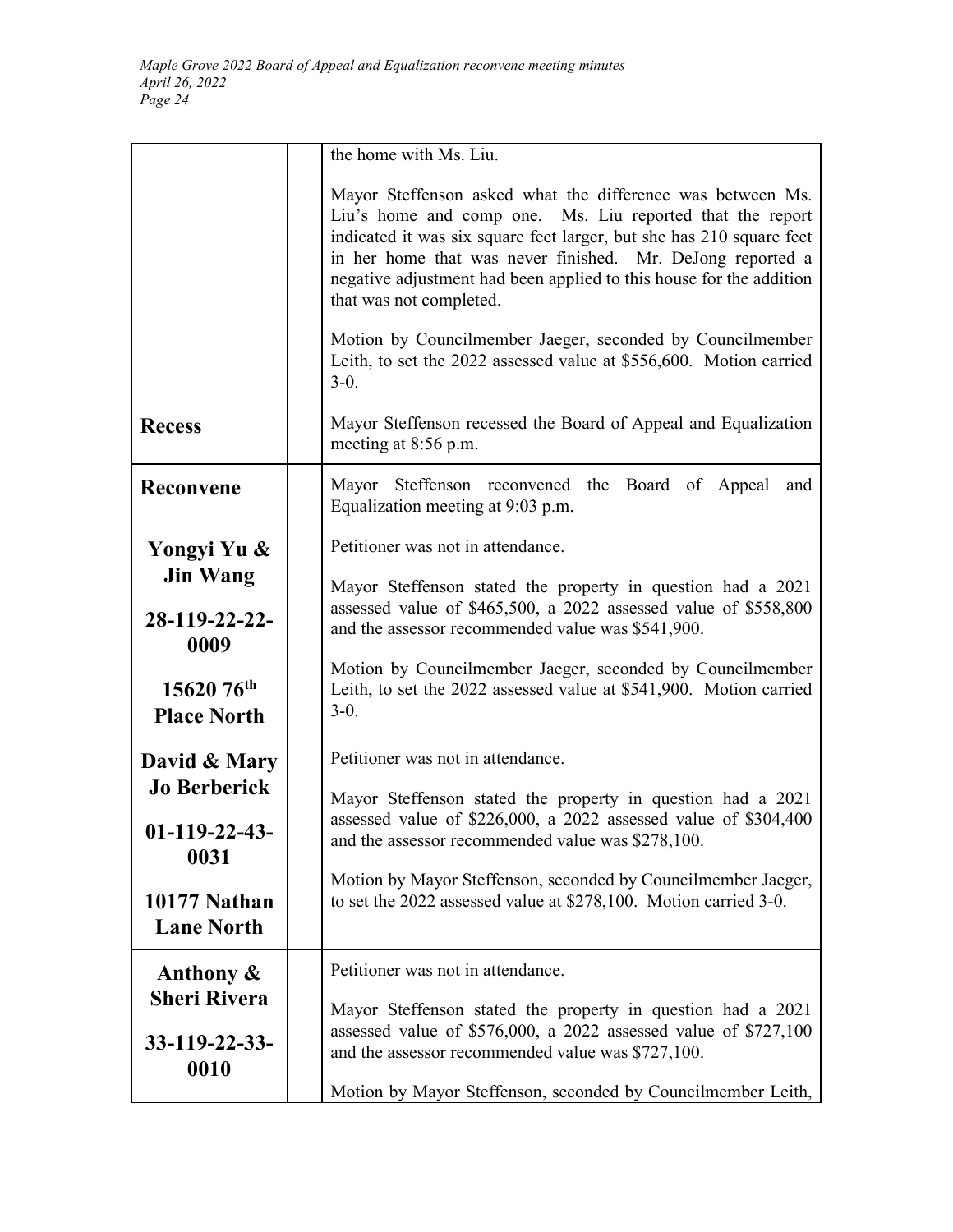| | | |
|---|---|---|
| | | the home with Ms. Liu.<br><br>Mayor Steffenson asked what the difference was between Ms. Liu's home and comp one. Ms. Liu reported that the report indicated it was six square feet larger, but she has 210 square feet in her home that was never finished. Mr. DeJong reported a negative adjustment had been applied to this house for the addition that was not completed.<br><br>Motion by Councilmember Jaeger, seconded by Councilmember Leith, to set the 2022 assessed value at $556,600. Motion carried 3-0. |
| **Recess** | | Mayor Steffenson recessed the Board of Appeal and Equalization meeting at 8:56 p.m. |
| **Reconvene** | | Mayor Steffenson reconvened the Board of Appeal and Equalization meeting at 9:03 p.m. |
| **Yongyi Yu & Jin Wang**<br><br>**28-119-22-22-0009**<br><br>**15620 76th Place North** | | Petitioner was not in attendance.<br><br>Mayor Steffenson stated the property in question had a 2021 assessed value of $465,500, a 2022 assessed value of $558,800 and the assessor recommended value was $541,900.<br><br>Motion by Councilmember Jaeger, seconded by Councilmember Leith, to set the 2022 assessed value at $541,900. Motion carried 3-0. |
| **David & Mary Jo Berberick**<br><br>**01-119-22-43-0031**<br><br>**10177 Nathan Lane North** | | Petitioner was not in attendance.<br><br>Mayor Steffenson stated the property in question had a 2021 assessed value of $226,000, a 2022 assessed value of $304,400 and the assessor recommended value was $278,100.<br><br>Motion by Mayor Steffenson, seconded by Councilmember Jaeger, to set the 2022 assessed value at $278,100. Motion carried 3-0. |
| **Anthony & Sheri Rivera**<br><br>**33-119-22-33-0010** | | Petitioner was not in attendance.<br><br>Mayor Steffenson stated the property in question had a 2021 assessed value of $576,000, a 2022 assessed value of $727,100 and the assessor recommended value was $727,100.<br><br>Motion by Mayor Steffenson, seconded by Councilmember Leith, |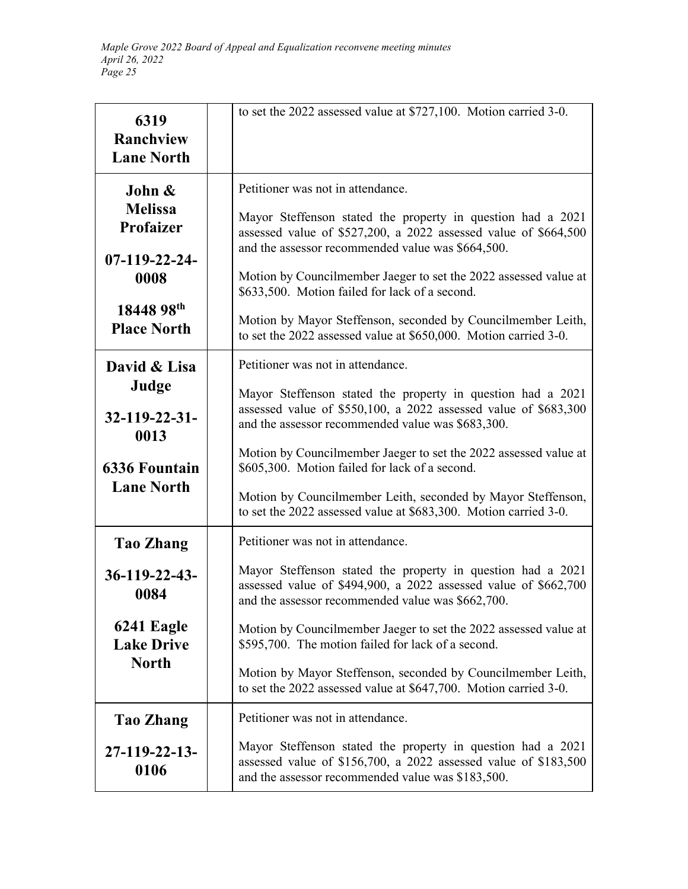| | | |
|---|---|---|
| **6319 Ranchview Lane North** | | to set the 2022 assessed value at $727,100. Motion carried 3-0. |
| **John & Melissa Profaizer**<br><br>**07-119-22-24-0008**<br><br>**18448 98th Place North** | | Petitioner was not in attendance.<br><br>Mayor Steffenson stated the property in question had a 2021 assessed value of $527,200, a 2022 assessed value of $664,500 and the assessor recommended value was $664,500.<br><br>Motion by Councilmember Jaeger to set the 2022 assessed value at $633,500. Motion failed for lack of a second.<br><br>Motion by Mayor Steffenson, seconded by Councilmember Leith, to set the 2022 assessed value at $650,000. Motion carried 3-0. |
| **David & Lisa Judge**<br><br>**32-119-22-31-0013**<br><br>**6336 Fountain Lane North** | | Petitioner was not in attendance.<br><br>Mayor Steffenson stated the property in question had a 2021 assessed value of $550,100, a 2022 assessed value of $683,300 and the assessor recommended value was $683,300.<br><br>Motion by Councilmember Jaeger to set the 2022 assessed value at $605,300. Motion failed for lack of a second.<br><br>Motion by Councilmember Leith, seconded by Mayor Steffenson, to set the 2022 assessed value at $683,300. Motion carried 3-0. |
| **Tao Zhang**<br><br>**36-119-22-43-0084**<br><br>**6241 Eagle Lake Drive North** | | Petitioner was not in attendance.<br><br>Mayor Steffenson stated the property in question had a 2021 assessed value of $494,900, a 2022 assessed value of $662,700 and the assessor recommended value was $662,700.<br><br>Motion by Councilmember Jaeger to set the 2022 assessed value at $595,700. The motion failed for lack of a second.<br><br>Motion by Mayor Steffenson, seconded by Councilmember Leith, to set the 2022 assessed value at $647,700. Motion carried 3-0. |
| **Tao Zhang**<br><br>**27-119-22-13-0106** | | Petitioner was not in attendance.<br><br>Mayor Steffenson stated the property in question had a 2021 assessed value of $156,700, a 2022 assessed value of $183,500 and the assessor recommended value was $183,500. |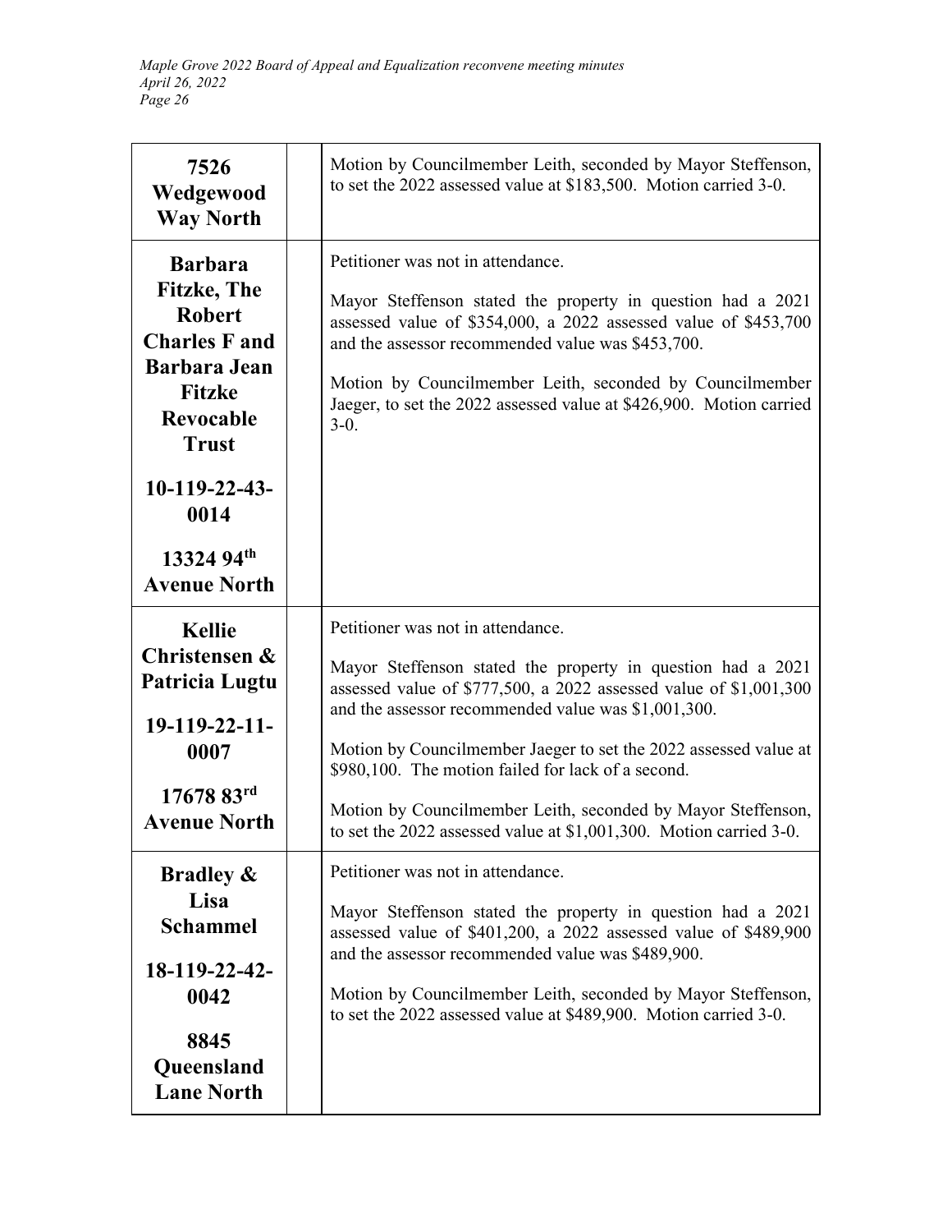| | | |
|---|---|---|
| **7526 Wedgewood Way North** | | Motion by Councilmember Leith, seconded by Mayor Steffenson, to set the 2022 assessed value at $183,500. Motion carried 3-0. |
| **Barbara Fitzke, The Robert Charles F and Barbara Jean Fitzke Revocable Trust**<br><br>**10-119-22-43-0014**<br><br>**13324 94th Avenue North** | | Petitioner was not in attendance.<br><br>Mayor Steffenson stated the property in question had a 2021 assessed value of $354,000, a 2022 assessed value of $453,700 and the assessor recommended value was $453,700.<br><br>Motion by Councilmember Leith, seconded by Councilmember Jaeger, to set the 2022 assessed value at $426,900. Motion carried 3-0. |
| **Kellie Christensen & Patricia Lugtu**<br><br>**19-119-22-11-0007**<br><br>**17678 83rd Avenue North** | | Petitioner was not in attendance.<br><br>Mayor Steffenson stated the property in question had a 2021 assessed value of $777,500, a 2022 assessed value of $1,001,300 and the assessor recommended value was $1,001,300.<br><br>Motion by Councilmember Jaeger to set the 2022 assessed value at $980,100. The motion failed for lack of a second.<br><br>Motion by Councilmember Leith, seconded by Mayor Steffenson, to set the 2022 assessed value at $1,001,300. Motion carried 3-0. |
| **Bradley & Lisa Schammel**<br><br>**18-119-22-42-0042**<br><br>**8845 Queensland Lane North** | | Petitioner was not in attendance.<br><br>Mayor Steffenson stated the property in question had a 2021 assessed value of $401,200, a 2022 assessed value of $489,900 and the assessor recommended value was $489,900.<br><br>Motion by Councilmember Leith, seconded by Mayor Steffenson, to set the 2022 assessed value at $489,900. Motion carried 3-0. |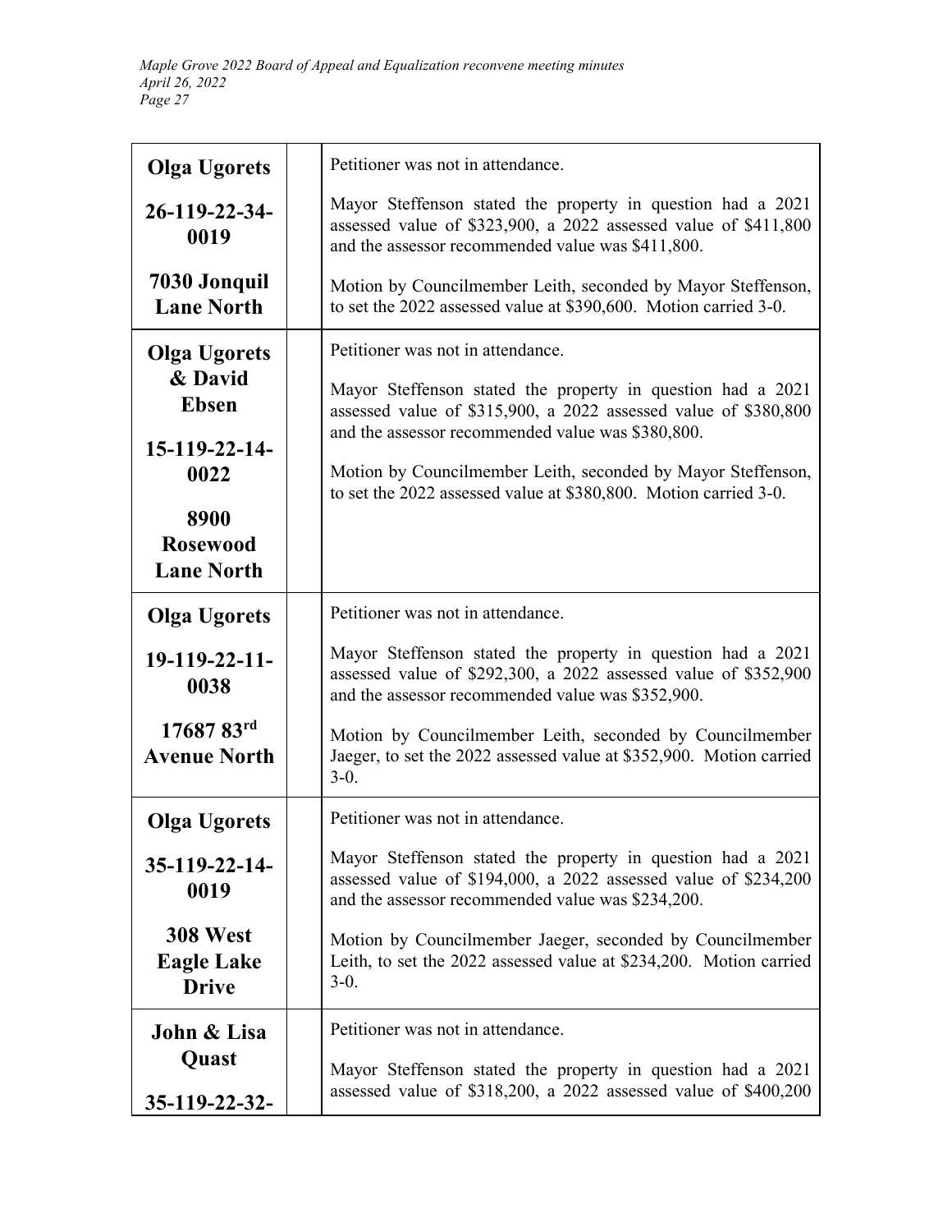| | | |
|---|---|---|
| **Olga Ugorets**<br><br>**26-119-22-34-0019**<br><br>**7030 Jonquil Lane North** | | Petitioner was not in attendance.<br><br>Mayor Steffenson stated the property in question had a 2021 assessed value of $323,900, a 2022 assessed value of $411,800 and the assessor recommended value was $411,800.<br><br>Motion by Councilmember Leith, seconded by Mayor Steffenson, to set the 2022 assessed value at $390,600. Motion carried 3-0. |
| **Olga Ugorets & David Ebsen**<br><br>**15-119-22-14-0022**<br><br>**8900 Rosewood Lane North** | | Petitioner was not in attendance.<br><br>Mayor Steffenson stated the property in question had a 2021 assessed value of $315,900, a 2022 assessed value of $380,800 and the assessor recommended value was $380,800.<br><br>Motion by Councilmember Leith, seconded by Mayor Steffenson, to set the 2022 assessed value at $380,800. Motion carried 3-0. |
| **Olga Ugorets**<br><br>**19-119-22-11-0038**<br><br>**17687 83rd Avenue North** | | Petitioner was not in attendance.<br><br>Mayor Steffenson stated the property in question had a 2021 assessed value of $292,300, a 2022 assessed value of $352,900 and the assessor recommended value was $352,900.<br><br>Motion by Councilmember Leith, seconded by Councilmember Jaeger, to set the 2022 assessed value at $352,900. Motion carried 3-0. |
| **Olga Ugorets**<br><br>**35-119-22-14-0019**<br><br>**308 West Eagle Lake Drive** | | Petitioner was not in attendance.<br><br>Mayor Steffenson stated the property in question had a 2021 assessed value of $194,000, a 2022 assessed value of $234,200 and the assessor recommended value was $234,200.<br><br>Motion by Councilmember Jaeger, seconded by Councilmember Leith, to set the 2022 assessed value at $234,200. Motion carried 3-0. |
| **John & Lisa Quast**<br><br>**35-119-22-32-** | | Petitioner was not in attendance.<br><br>Mayor Steffenson stated the property in question had a 2021 assessed value of $318,200, a 2022 assessed value of $400,200 |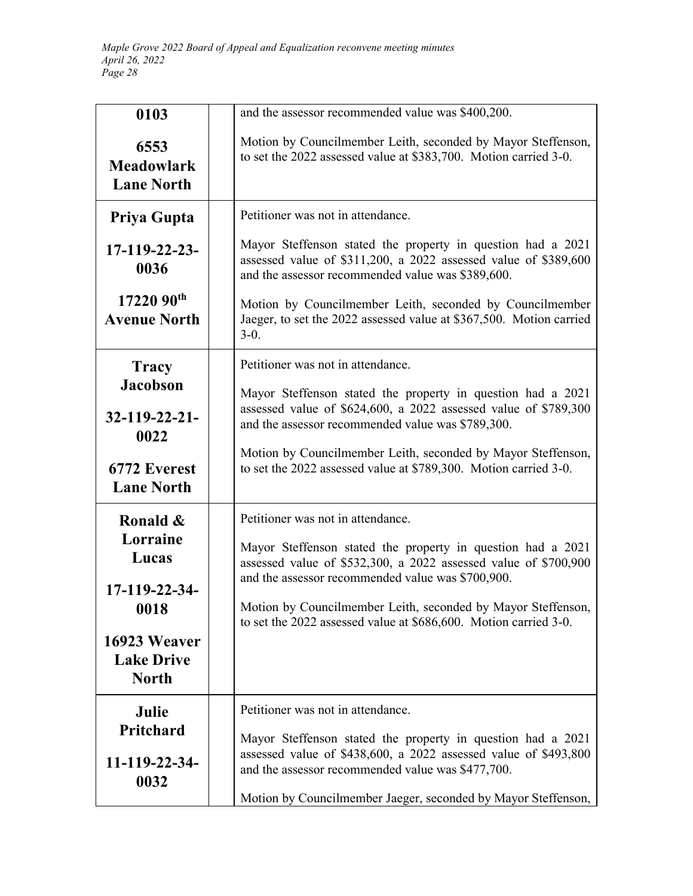| | | |
|---|---|---|
| **0103**<br><br>**6553 Meadowlark Lane North** | | and the assessor recommended value was $400,200.<br><br>Motion by Councilmember Leith, seconded by Mayor Steffenson, to set the 2022 assessed value at $383,700. Motion carried 3-0. |
| **Priya Gupta**<br><br>**17-119-22-23-0036**<br><br>**17220 90th Avenue North** | | Petitioner was not in attendance.<br><br>Mayor Steffenson stated the property in question had a 2021 assessed value of $311,200, a 2022 assessed value of $389,600 and the assessor recommended value was $389,600.<br><br>Motion by Councilmember Leith, seconded by Councilmember Jaeger, to set the 2022 assessed value at $367,500. Motion carried 3-0. |
| **Tracy Jacobson**<br><br>**32-119-22-21-0022**<br><br>**6772 Everest Lane North** | | Petitioner was not in attendance.<br><br>Mayor Steffenson stated the property in question had a 2021 assessed value of $624,600, a 2022 assessed value of $789,300 and the assessor recommended value was $789,300.<br><br>Motion by Councilmember Leith, seconded by Mayor Steffenson, to set the 2022 assessed value at $789,300. Motion carried 3-0. |
| **Ronald & Lorraine Lucas**<br><br>**17-119-22-34-0018**<br><br>**16923 Weaver Lake Drive North** | | Petitioner was not in attendance.<br><br>Mayor Steffenson stated the property in question had a 2021 assessed value of $532,300, a 2022 assessed value of $700,900 and the assessor recommended value was $700,900.<br><br>Motion by Councilmember Leith, seconded by Mayor Steffenson, to set the 2022 assessed value at $686,600. Motion carried 3-0. |
| **Julie Pritchard**<br><br>**11-119-22-34-0032** | | Petitioner was not in attendance.<br><br>Mayor Steffenson stated the property in question had a 2021 assessed value of $438,600, a 2022 assessed value of $493,800 and the assessor recommended value was $477,700.<br><br>Motion by Councilmember Jaeger, seconded by Mayor Steffenson, |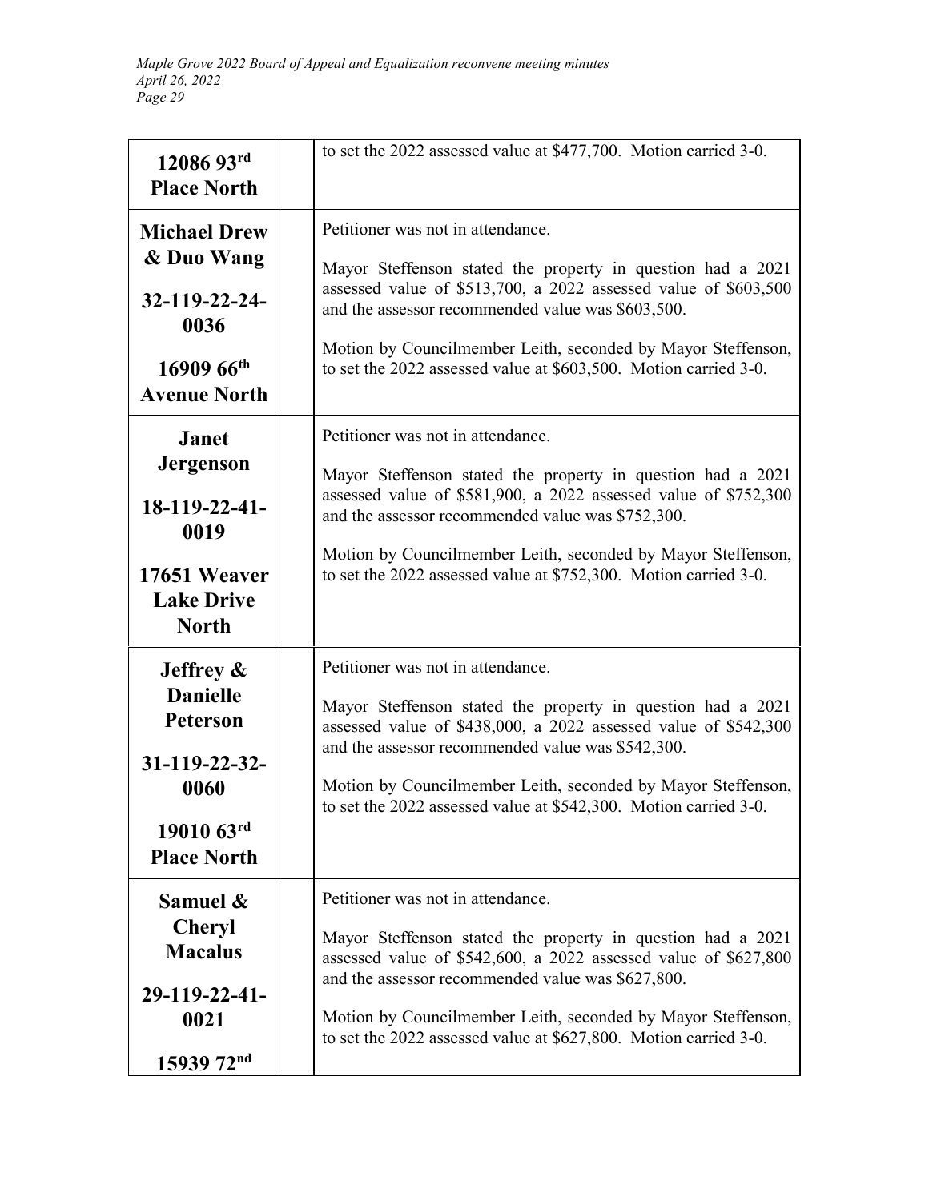| | | |
|---|---|---|
| **12086 93rd Place North** | | to set the 2022 assessed value at $477,700. Motion carried 3-0. |
| **Michael Drew & Duo Wang**<br><br>**32-119-22-24-0036**<br><br>**16909 66th Avenue North** | | Petitioner was not in attendance.<br><br>Mayor Steffenson stated the property in question had a 2021 assessed value of $513,700, a 2022 assessed value of $603,500 and the assessor recommended value was $603,500.<br><br>Motion by Councilmember Leith, seconded by Mayor Steffenson, to set the 2022 assessed value at $603,500. Motion carried 3-0. |
| **Janet Jergenson**<br><br>**18-119-22-41-0019**<br><br>**17651 Weaver Lake Drive North** | | Petitioner was not in attendance.<br><br>Mayor Steffenson stated the property in question had a 2021 assessed value of $581,900, a 2022 assessed value of $752,300 and the assessor recommended value was $752,300.<br><br>Motion by Councilmember Leith, seconded by Mayor Steffenson, to set the 2022 assessed value at $752,300. Motion carried 3-0. |
| **Jeffrey & Danielle Peterson**<br><br>**31-119-22-32-0060**<br><br>**19010 63rd Place North** | | Petitioner was not in attendance.<br><br>Mayor Steffenson stated the property in question had a 2021 assessed value of $438,000, a 2022 assessed value of $542,300 and the assessor recommended value was $542,300.<br><br>Motion by Councilmember Leith, seconded by Mayor Steffenson, to set the 2022 assessed value at $542,300. Motion carried 3-0. |
| **Samuel & Cheryl Macalus**<br><br>**29-119-22-41-0021**<br><br>**15939 72nd** | | Petitioner was not in attendance.<br><br>Mayor Steffenson stated the property in question had a 2021 assessed value of $542,600, a 2022 assessed value of $627,800 and the assessor recommended value was $627,800.<br><br>Motion by Councilmember Leith, seconded by Mayor Steffenson, to set the 2022 assessed value at $627,800. Motion carried 3-0. |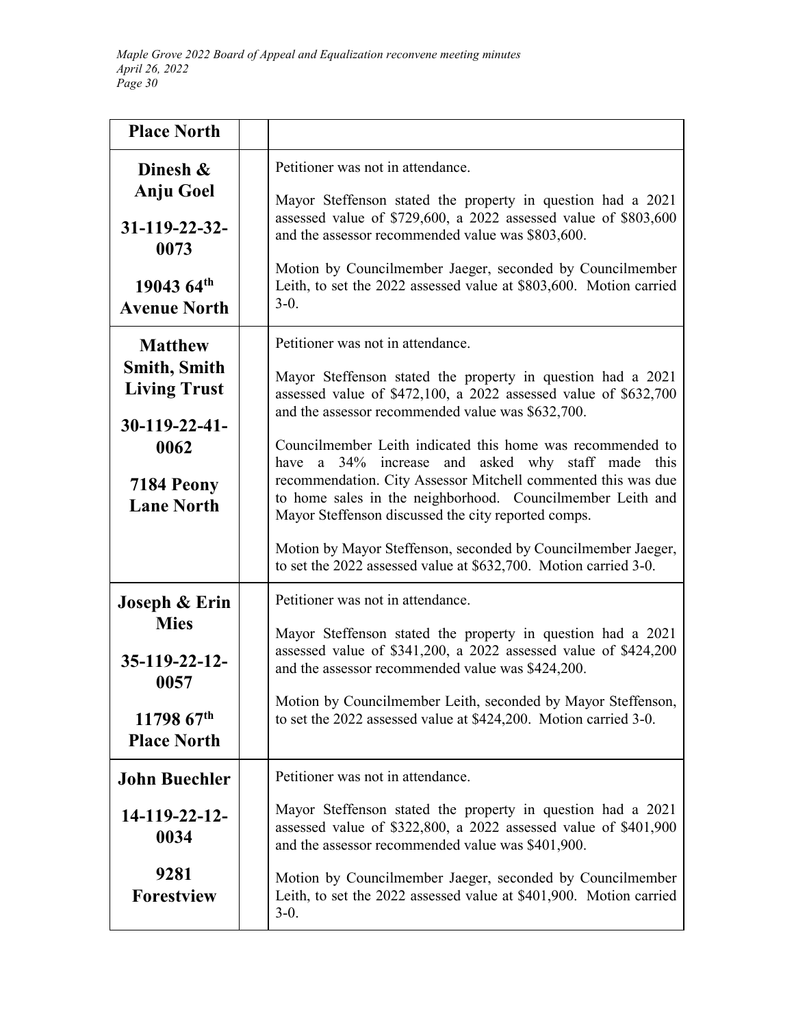| Place North | | |
|---|---|---|
| Dinesh & Anju Goel<br><br>31-119-22-32-0073<br><br>19043 64th Avenue North | | Petitioner was not in attendance.<br><br>Mayor Steffenson stated the property in question had a 2021 assessed value of $729,600, a 2022 assessed value of $803,600 and the assessor recommended value was $803,600.<br><br>Motion by Councilmember Jaeger, seconded by Councilmember Leith, to set the 2022 assessed value at $803,600. Motion carried 3-0. |
| Matthew Smith, Smith Living Trust<br><br>30-119-22-41-0062<br><br>7184 Peony Lane North | | Petitioner was not in attendance.<br><br>Mayor Steffenson stated the property in question had a 2021 assessed value of $472,100, a 2022 assessed value of $632,700 and the assessor recommended value was $632,700.<br><br>Councilmember Leith indicated this home was recommended to have a 34% increase and asked why staff made this recommendation. City Assessor Mitchell commented this was due to home sales in the neighborhood. Councilmember Leith and Mayor Steffenson discussed the city reported comps.<br><br>Motion by Mayor Steffenson, seconded by Councilmember Jaeger, to set the 2022 assessed value at $632,700. Motion carried 3-0. |
| Joseph & Erin Mies<br><br>35-119-22-12-0057<br><br>11798 67th Place North | | Petitioner was not in attendance.<br><br>Mayor Steffenson stated the property in question had a 2021 assessed value of $341,200, a 2022 assessed value of $424,200 and the assessor recommended value was $424,200.<br><br>Motion by Councilmember Leith, seconded by Mayor Steffenson, to set the 2022 assessed value at $424,200. Motion carried 3-0. |
| John Buechler<br><br>14-119-22-12-0034<br><br>9281 Forestview | | Petitioner was not in attendance.<br><br>Mayor Steffenson stated the property in question had a 2021 assessed value of $322,800, a 2022 assessed value of $401,900 and the assessor recommended value was $401,900.<br><br>Motion by Councilmember Jaeger, seconded by Councilmember Leith, to set the 2022 assessed value at $401,900. Motion carried 3-0. |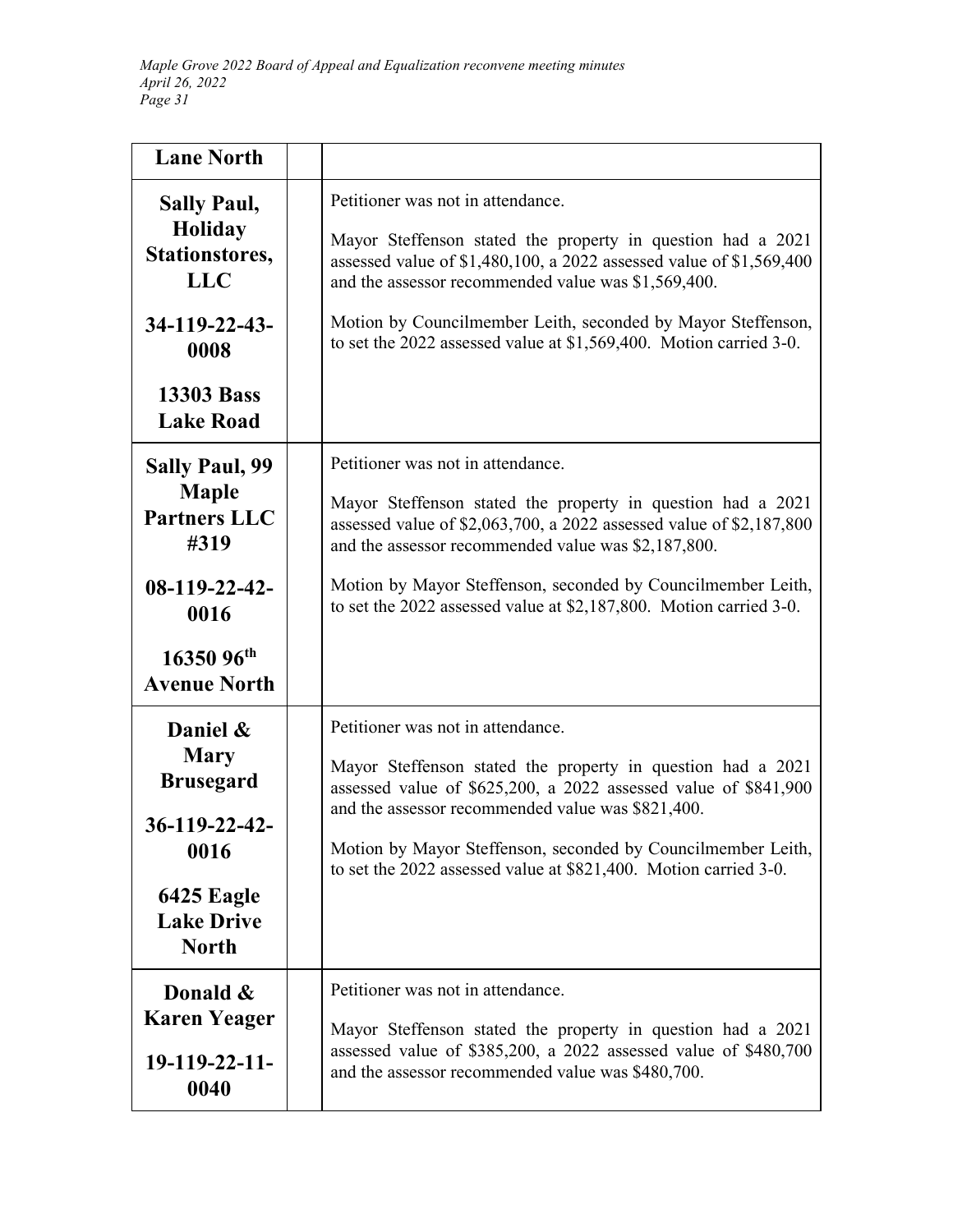| | | |
|---|---|---|
| **Lane North** | | |
| **Sally Paul, Holiday Stationstores, LLC**<br><br>**34-119-22-43-0008**<br><br>**13303 Bass Lake Road** | | Petitioner was not in attendance.<br><br>Mayor Steffenson stated the property in question had a 2021 assessed value of $1,480,100, a 2022 assessed value of $1,569,400 and the assessor recommended value was $1,569,400.<br><br>Motion by Councilmember Leith, seconded by Mayor Steffenson, to set the 2022 assessed value at $1,569,400. Motion carried 3-0. |
| **Sally Paul, 99 Maple Partners LLC #319**<br><br>**08-119-22-42-0016**<br><br>**16350 96th Avenue North** | | Petitioner was not in attendance.<br><br>Mayor Steffenson stated the property in question had a 2021 assessed value of $2,063,700, a 2022 assessed value of $2,187,800 and the assessor recommended value was $2,187,800.<br><br>Motion by Mayor Steffenson, seconded by Councilmember Leith, to set the 2022 assessed value at $2,187,800. Motion carried 3-0. |
| **Daniel & Mary Brusegard**<br><br>**36-119-22-42-0016**<br><br>**6425 Eagle Lake Drive North** | | Petitioner was not in attendance.<br><br>Mayor Steffenson stated the property in question had a 2021 assessed value of $625,200, a 2022 assessed value of $841,900 and the assessor recommended value was $821,400.<br><br>Motion by Mayor Steffenson, seconded by Councilmember Leith, to set the 2022 assessed value at $821,400. Motion carried 3-0. |
| **Donald & Karen Yeager**<br><br>**19-119-22-11-0040** | | Petitioner was not in attendance.<br><br>Mayor Steffenson stated the property in question had a 2021 assessed value of $385,200, a 2022 assessed value of $480,700 and the assessor recommended value was $480,700. |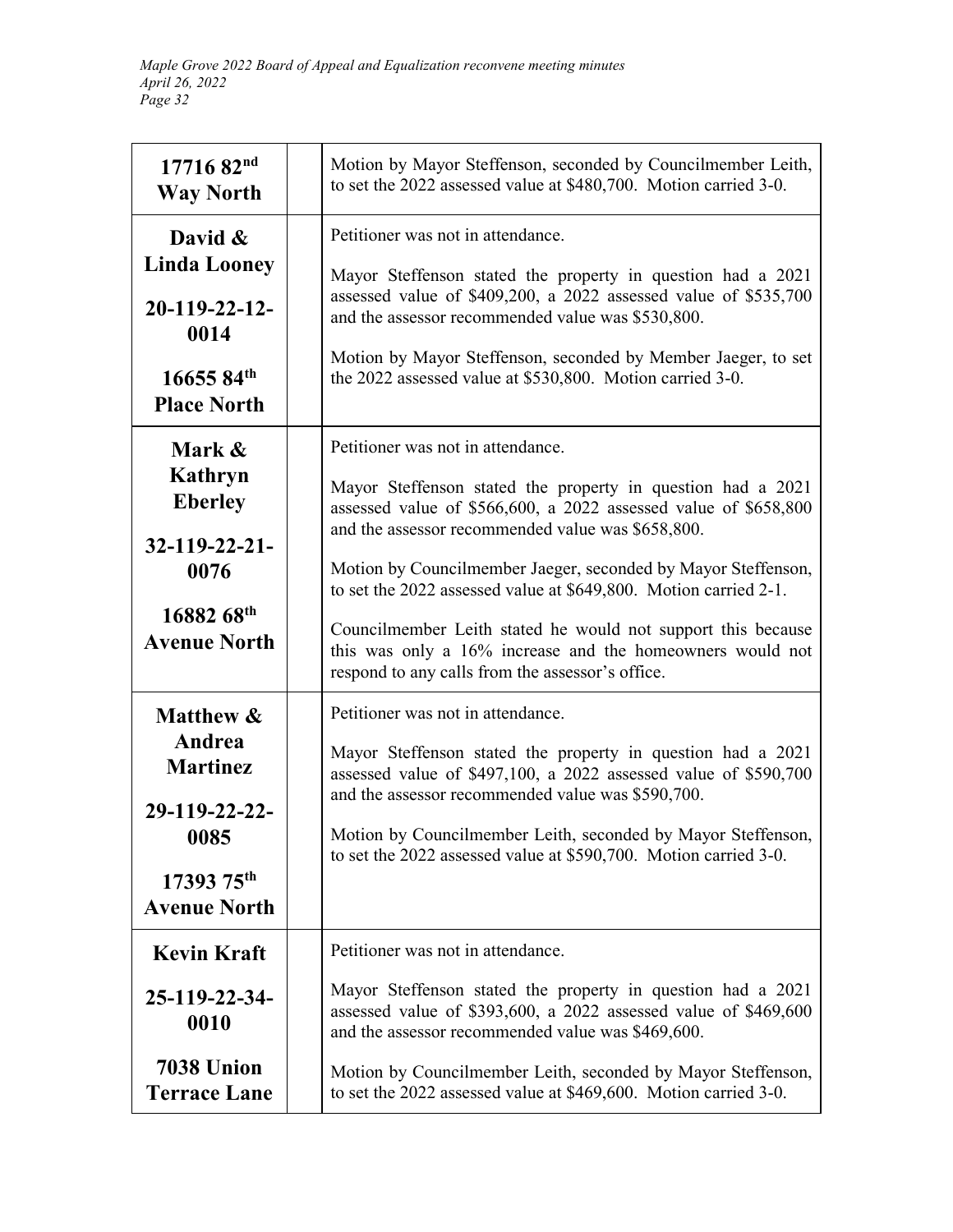| | | |
|---|---|---|
| **17716 82nd Way North** | | Motion by Mayor Steffenson, seconded by Councilmember Leith, to set the 2022 assessed value at $480,700. Motion carried 3-0. |
| **David & Linda Looney**<br><br>**20-119-22-12-0014**<br><br>**16655 84th Place North** | | Petitioner was not in attendance.<br><br>Mayor Steffenson stated the property in question had a 2021 assessed value of $409,200, a 2022 assessed value of $535,700 and the assessor recommended value was $530,800.<br><br>Motion by Mayor Steffenson, seconded by Member Jaeger, to set the 2022 assessed value at $530,800. Motion carried 3-0. |
| **Mark & Kathryn Eberley**<br><br>**32-119-22-21-0076**<br><br>**16882 68th Avenue North** | | Petitioner was not in attendance.<br><br>Mayor Steffenson stated the property in question had a 2021 assessed value of $566,600, a 2022 assessed value of $658,800 and the assessor recommended value was $658,800.<br><br>Motion by Councilmember Jaeger, seconded by Mayor Steffenson, to set the 2022 assessed value at $649,800. Motion carried 2-1.<br><br>Councilmember Leith stated he would not support this because this was only a 16% increase and the homeowners would not respond to any calls from the assessor's office. |
| **Matthew & Andrea Martinez**<br><br>**29-119-22-22-0085**<br><br>**17393 75th Avenue North** | | Petitioner was not in attendance.<br><br>Mayor Steffenson stated the property in question had a 2021 assessed value of $497,100, a 2022 assessed value of $590,700 and the assessor recommended value was $590,700.<br><br>Motion by Councilmember Leith, seconded by Mayor Steffenson, to set the 2022 assessed value at $590,700. Motion carried 3-0. |
| **Kevin Kraft**<br><br>**25-119-22-34-0010**<br><br>**7038 Union Terrace Lane** | | Petitioner was not in attendance.<br><br>Mayor Steffenson stated the property in question had a 2021 assessed value of $393,600, a 2022 assessed value of $469,600 and the assessor recommended value was $469,600.<br><br>Motion by Councilmember Leith, seconded by Mayor Steffenson, to set the 2022 assessed value at $469,600. Motion carried 3-0. |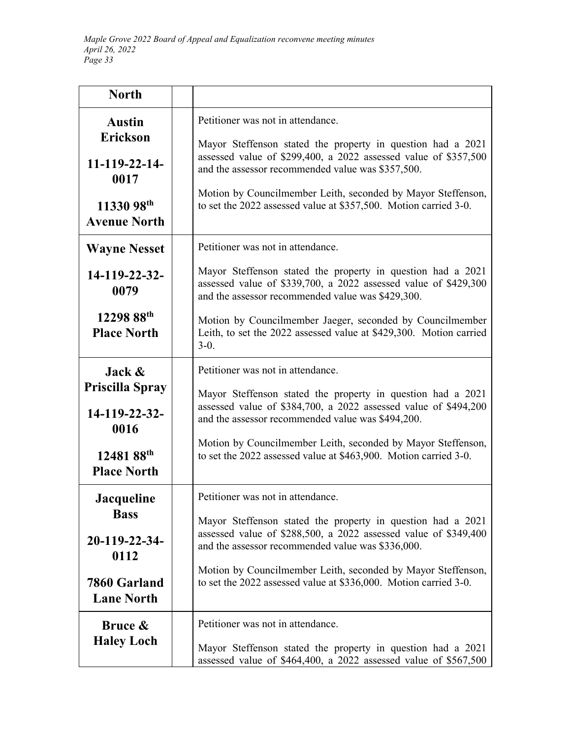| North | | |
|---|---|---|
| **Austin Erickson**<br><br>**11-119-22-14-0017**<br><br>**11330 98th Avenue North** | | Petitioner was not in attendance.<br><br>Mayor Steffenson stated the property in question had a 2021 assessed value of $299,400, a 2022 assessed value of $357,500 and the assessor recommended value was $357,500.<br><br>Motion by Councilmember Leith, seconded by Mayor Steffenson, to set the 2022 assessed value at $357,500. Motion carried 3-0. |
| **Wayne Nesset**<br><br>**14-119-22-32-0079**<br><br>**12298 88th Place North** | | Petitioner was not in attendance.<br><br>Mayor Steffenson stated the property in question had a 2021 assessed value of $339,700, a 2022 assessed value of $429,300 and the assessor recommended value was $429,300.<br><br>Motion by Councilmember Jaeger, seconded by Councilmember Leith, to set the 2022 assessed value at $429,300. Motion carried 3-0. |
| **Jack & Priscilla Spray**<br><br>**14-119-22-32-0016**<br><br>**12481 88th Place North** | | Petitioner was not in attendance.<br><br>Mayor Steffenson stated the property in question had a 2021 assessed value of $384,700, a 2022 assessed value of $494,200 and the assessor recommended value was $494,200.<br><br>Motion by Councilmember Leith, seconded by Mayor Steffenson, to set the 2022 assessed value at $463,900. Motion carried 3-0. |
| **Jacqueline Bass**<br><br>**20-119-22-34-0112**<br><br>**7860 Garland Lane North** | | Petitioner was not in attendance.<br><br>Mayor Steffenson stated the property in question had a 2021 assessed value of $288,500, a 2022 assessed value of $349,400 and the assessor recommended value was $336,000.<br><br>Motion by Councilmember Leith, seconded by Mayor Steffenson, to set the 2022 assessed value at $336,000. Motion carried 3-0. |
| **Bruce & Haley Loch** | | Petitioner was not in attendance.<br><br>Mayor Steffenson stated the property in question had a 2021 assessed value of $464,400, a 2022 assessed value of $567,500 |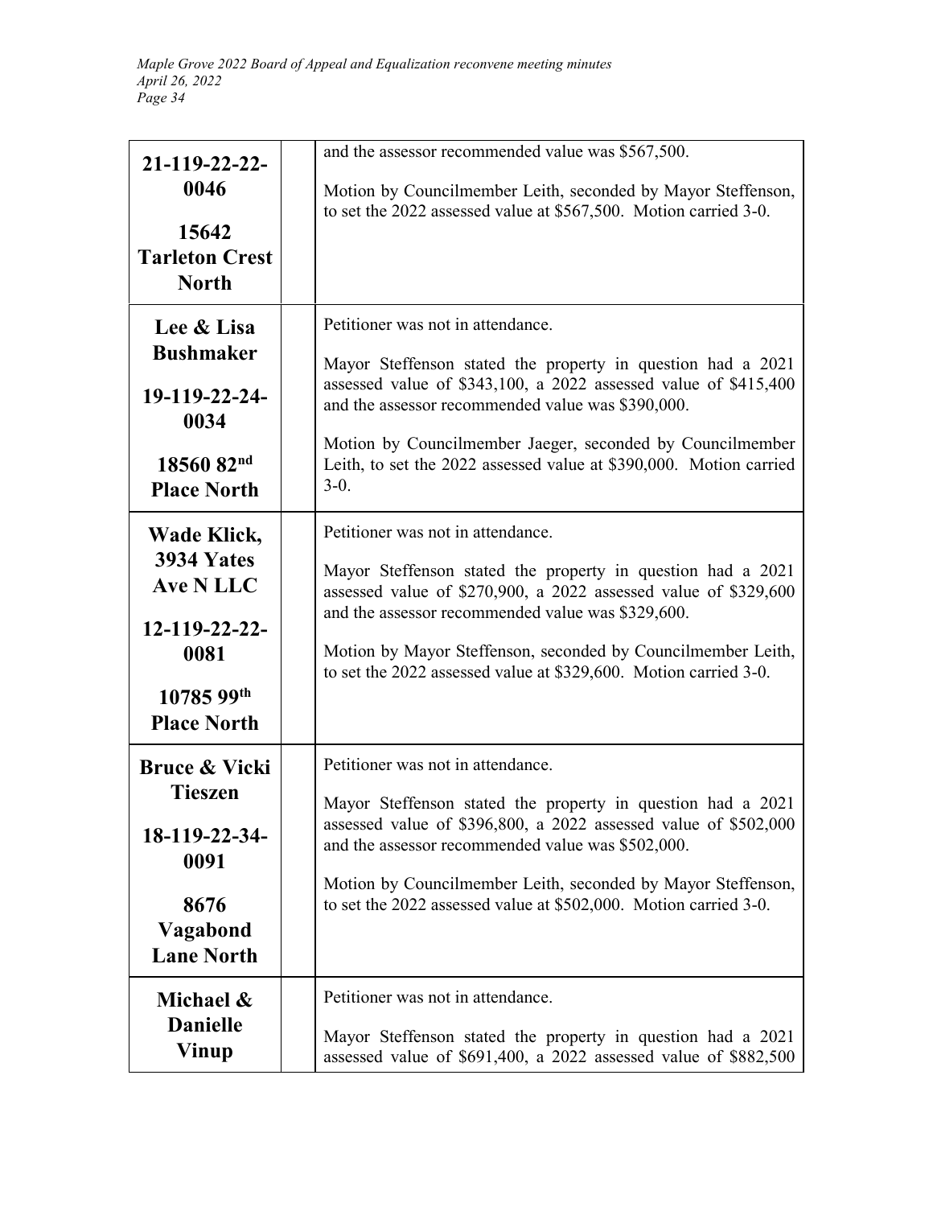| | | |
|---|---|---|
| **21-119-22-22-0046**<br><br>**15642 Tarleton Crest North** | | and the assessor recommended value was $567,500.<br><br>Motion by Councilmember Leith, seconded by Mayor Steffenson, to set the 2022 assessed value at $567,500. Motion carried 3-0. |
| **Lee & Lisa Bushmaker**<br><br>**19-119-22-24-0034**<br><br>**18560 82nd Place North** | | Petitioner was not in attendance.<br><br>Mayor Steffenson stated the property in question had a 2021 assessed value of $343,100, a 2022 assessed value of $415,400 and the assessor recommended value was $390,000.<br><br>Motion by Councilmember Jaeger, seconded by Councilmember Leith, to set the 2022 assessed value at $390,000. Motion carried 3-0. |
| **Wade Klick, 3934 Yates Ave N LLC**<br><br>**12-119-22-22-0081**<br><br>**10785 99th Place North** | | Petitioner was not in attendance.<br><br>Mayor Steffenson stated the property in question had a 2021 assessed value of $270,900, a 2022 assessed value of $329,600 and the assessor recommended value was $329,600.<br><br>Motion by Mayor Steffenson, seconded by Councilmember Leith, to set the 2022 assessed value at $329,600. Motion carried 3-0. |
| **Bruce & Vicki Tieszen**<br><br>**18-119-22-34-0091**<br><br>**8676 Vagabond Lane North** | | Petitioner was not in attendance.<br><br>Mayor Steffenson stated the property in question had a 2021 assessed value of $396,800, a 2022 assessed value of $502,000 and the assessor recommended value was $502,000.<br><br>Motion by Councilmember Leith, seconded by Mayor Steffenson, to set the 2022 assessed value at $502,000. Motion carried 3-0. |
| **Michael & Danielle Vinup** | | Petitioner was not in attendance.<br><br>Mayor Steffenson stated the property in question had a 2021 assessed value of $691,400, a 2022 assessed value of $882,500 |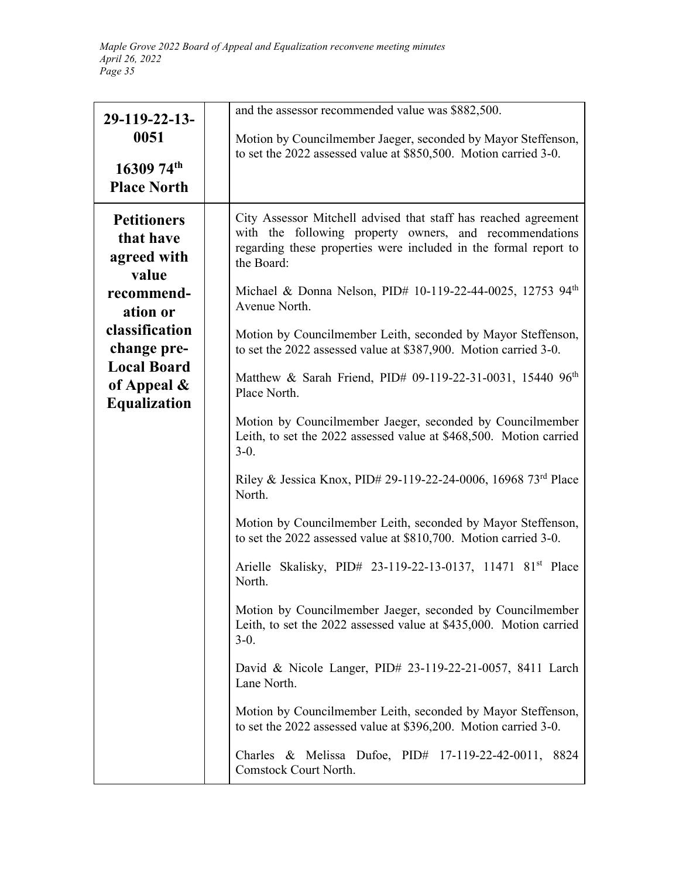| | | |
|---|---|---|
| **29-119-22-13-0051**<br><br>**16309 74th Place North** | | and the assessor recommended value was $882,500.<br><br>Motion by Councilmember Jaeger, seconded by Mayor Steffenson, to set the 2022 assessed value at $850,500. Motion carried 3-0. |
| **Petitioners that have agreed with value recommendation or classification change pre-Local Board of Appeal & Equalization** | | City Assessor Mitchell advised that staff has reached agreement with the following property owners, and recommendations regarding these properties were included in the formal report to the Board:<br><br>Michael & Donna Nelson, PID# 10-119-22-44-0025, 12753 94th Avenue North.<br><br>Motion by Councilmember Leith, seconded by Mayor Steffenson, to set the 2022 assessed value at $387,900. Motion carried 3-0.<br><br>Matthew & Sarah Friend, PID# 09-119-22-31-0031, 15440 96th Place North.<br><br>Motion by Councilmember Jaeger, seconded by Councilmember Leith, to set the 2022 assessed value at $468,500. Motion carried 3-0.<br><br>Riley & Jessica Knox, PID# 29-119-22-24-0006, 16968 73rd Place North.<br><br>Motion by Councilmember Leith, seconded by Mayor Steffenson, to set the 2022 assessed value at $810,700. Motion carried 3-0.<br><br>Arielle Skalisky, PID# 23-119-22-13-0137, 11471 81st Place North.<br><br>Motion by Councilmember Jaeger, seconded by Councilmember Leith, to set the 2022 assessed value at $435,000. Motion carried 3-0.<br><br>David & Nicole Langer, PID# 23-119-22-21-0057, 8411 Larch Lane North.<br><br>Motion by Councilmember Leith, seconded by Mayor Steffenson, to set the 2022 assessed value at $396,200. Motion carried 3-0.<br><br>Charles & Melissa Dufoe, PID# 17-119-22-42-0011, 8824 Comstock Court North. |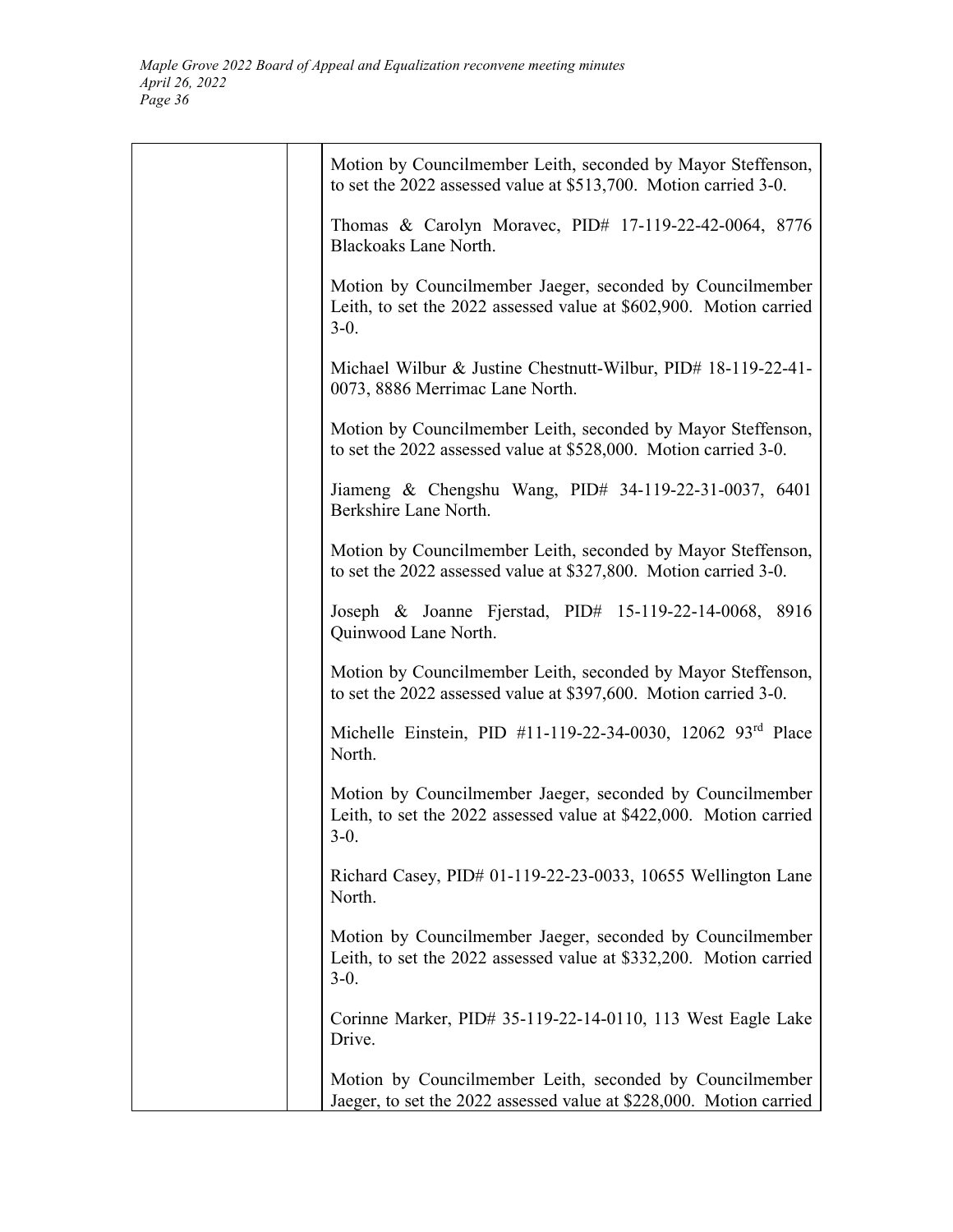Motion by Councilmember Leith, seconded by Mayor Steffenson, to set the 2022 assessed value at $513,700. Motion carried 3-0.

Thomas & Carolyn Moravec, PID# 17-119-22-42-0064, 8776 Blackoaks Lane North.

Motion by Councilmember Jaeger, seconded by Councilmember Leith, to set the 2022 assessed value at $602,900. Motion carried 3-0.

Michael Wilbur & Justine Chestnutt-Wilbur, PID# 18-119-22-41-0073, 8886 Merrimac Lane North.

Motion by Councilmember Leith, seconded by Mayor Steffenson, to set the 2022 assessed value at $528,000. Motion carried 3-0.

Jiameng & Chengshu Wang, PID# 34-119-22-31-0037, 6401 Berkshire Lane North.

Motion by Councilmember Leith, seconded by Mayor Steffenson, to set the 2022 assessed value at $327,800. Motion carried 3-0.

Joseph & Joanne Fjerstad, PID# 15-119-22-14-0068, 8916 Quinwood Lane North.

Motion by Councilmember Leith, seconded by Mayor Steffenson, to set the 2022 assessed value at $397,600. Motion carried 3-0.

Michelle Einstein, PID #11-119-22-34-0030, 12062 93rd Place North.

Motion by Councilmember Jaeger, seconded by Councilmember Leith, to set the 2022 assessed value at $422,000. Motion carried 3-0.

Richard Casey, PID# 01-119-22-23-0033, 10655 Wellington Lane North.

Motion by Councilmember Jaeger, seconded by Councilmember Leith, to set the 2022 assessed value at $332,200. Motion carried 3-0.

Corinne Marker, PID# 35-119-22-14-0110, 113 West Eagle Lake Drive.

Motion by Councilmember Leith, seconded by Councilmember Jaeger, to set the 2022 assessed value at $228,000. Motion carried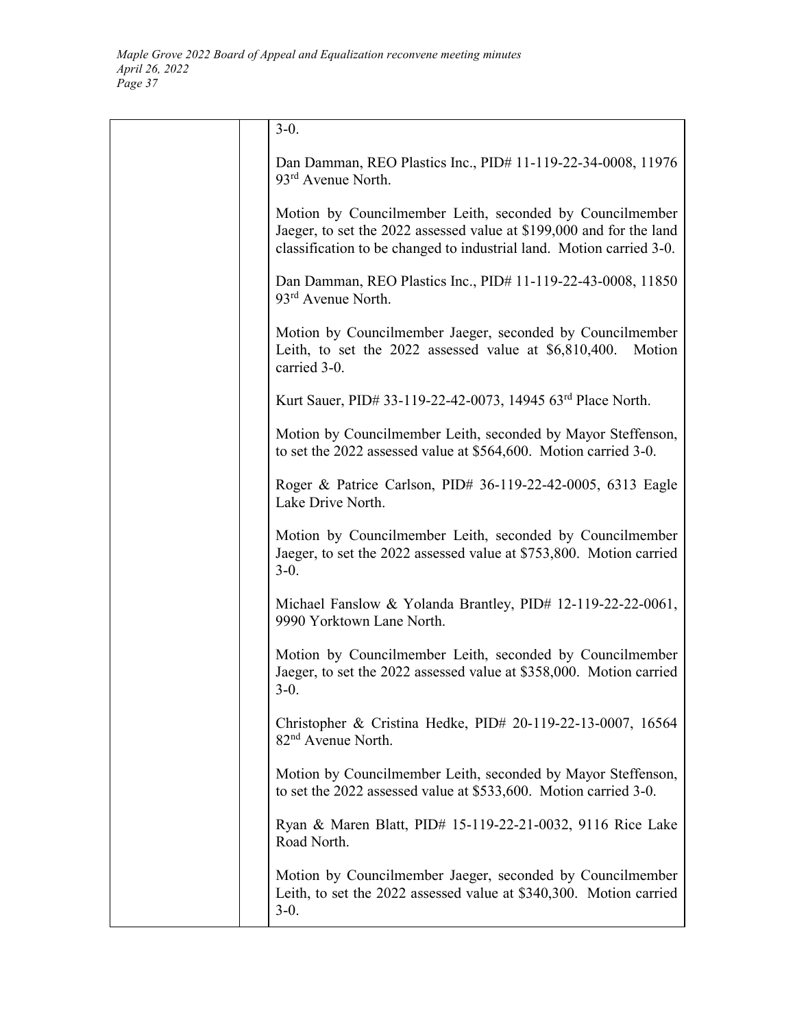3-0.

Dan Damman, REO Plastics Inc., PID# 11-119-22-34-0008, 11976 93rd Avenue North.

Motion by Councilmember Leith, seconded by Councilmember Jaeger, to set the 2022 assessed value at $199,000 and for the land classification to be changed to industrial land. Motion carried 3-0.

Dan Damman, REO Plastics Inc., PID# 11-119-22-43-0008, 11850 93rd Avenue North.

Motion by Councilmember Jaeger, seconded by Councilmember Leith, to set the 2022 assessed value at $6,810,400. Motion carried 3-0.

Kurt Sauer, PID# 33-119-22-42-0073, 14945 63rd Place North.

Motion by Councilmember Leith, seconded by Mayor Steffenson, to set the 2022 assessed value at $564,600. Motion carried 3-0.

Roger & Patrice Carlson, PID# 36-119-22-42-0005, 6313 Eagle Lake Drive North.

Motion by Councilmember Leith, seconded by Councilmember Jaeger, to set the 2022 assessed value at $753,800. Motion carried 3-0.

Michael Fanslow & Yolanda Brantley, PID# 12-119-22-22-0061, 9990 Yorktown Lane North.

Motion by Councilmember Leith, seconded by Councilmember Jaeger, to set the 2022 assessed value at $358,000. Motion carried 3-0.

Christopher & Cristina Hedke, PID# 20-119-22-13-0007, 16564 82nd Avenue North.

Motion by Councilmember Leith, seconded by Mayor Steffenson, to set the 2022 assessed value at $533,600. Motion carried 3-0.

Ryan & Maren Blatt, PID# 15-119-22-21-0032, 9116 Rice Lake Road North.

Motion by Councilmember Jaeger, seconded by Councilmember Leith, to set the 2022 assessed value at $340,300. Motion carried 3-0.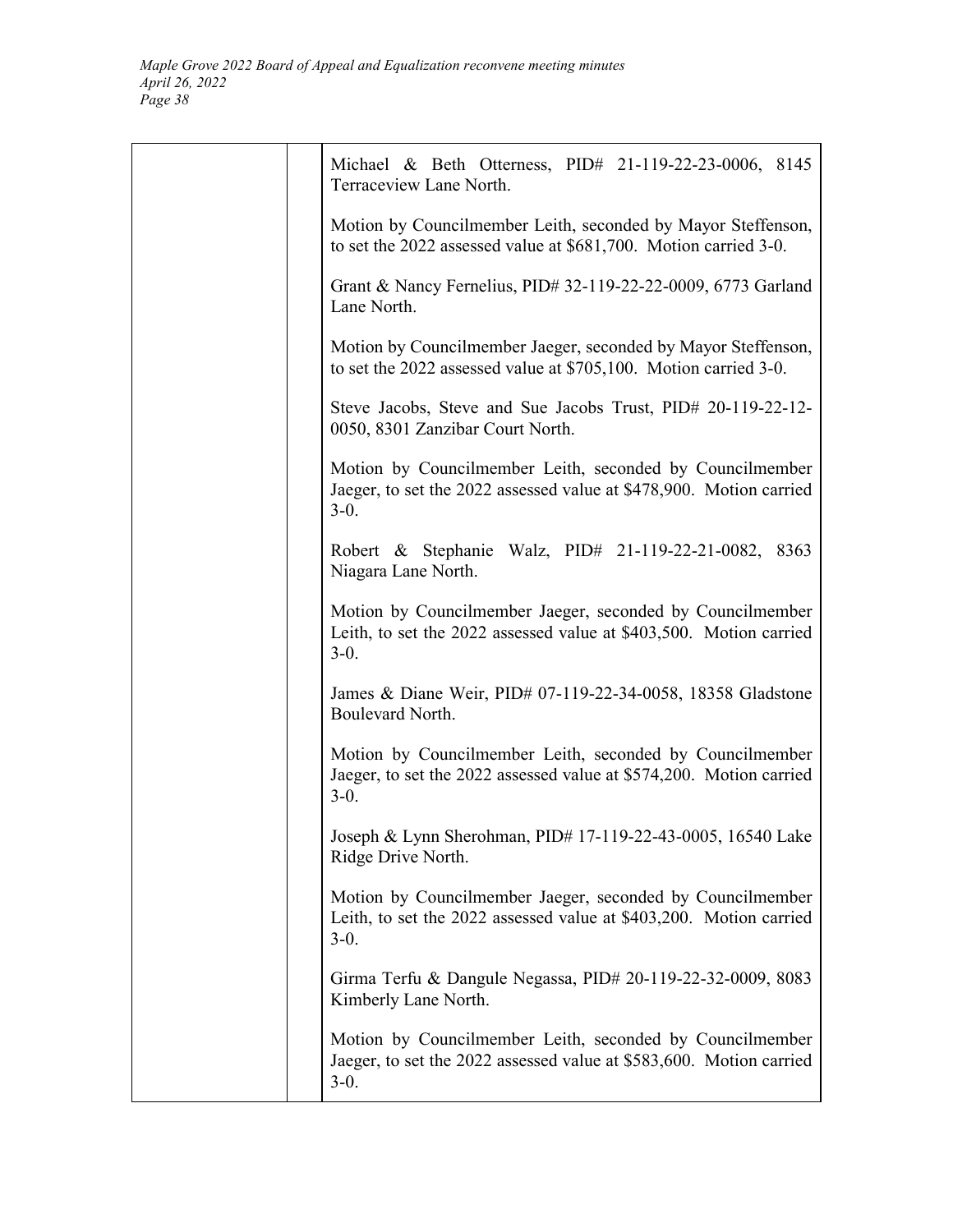Michael & Beth Otterness, PID# 21-119-22-23-0006, 8145 Terraceview Lane North.

Motion by Councilmember Leith, seconded by Mayor Steffenson, to set the 2022 assessed value at $681,700. Motion carried 3-0.

Grant & Nancy Fernelius, PID# 32-119-22-22-0009, 6773 Garland Lane North.

Motion by Councilmember Jaeger, seconded by Mayor Steffenson, to set the 2022 assessed value at $705,100. Motion carried 3-0.

Steve Jacobs, Steve and Sue Jacobs Trust, PID# 20-119-22-12-0050, 8301 Zanzibar Court North.

Motion by Councilmember Leith, seconded by Councilmember Jaeger, to set the 2022 assessed value at $478,900. Motion carried 3-0.

Robert & Stephanie Walz, PID# 21-119-22-21-0082, 8363 Niagara Lane North.

Motion by Councilmember Jaeger, seconded by Councilmember Leith, to set the 2022 assessed value at $403,500. Motion carried 3-0.

James & Diane Weir, PID# 07-119-22-34-0058, 18358 Gladstone Boulevard North.

Motion by Councilmember Leith, seconded by Councilmember Jaeger, to set the 2022 assessed value at $574,200. Motion carried 3-0.

Joseph & Lynn Sherohman, PID# 17-119-22-43-0005, 16540 Lake Ridge Drive North.

Motion by Councilmember Jaeger, seconded by Councilmember Leith, to set the 2022 assessed value at $403,200. Motion carried 3-0.

Girma Terfu & Dangule Negassa, PID# 20-119-22-32-0009, 8083 Kimberly Lane North.

Motion by Councilmember Leith, seconded by Councilmember Jaeger, to set the 2022 assessed value at $583,600. Motion carried 3-0.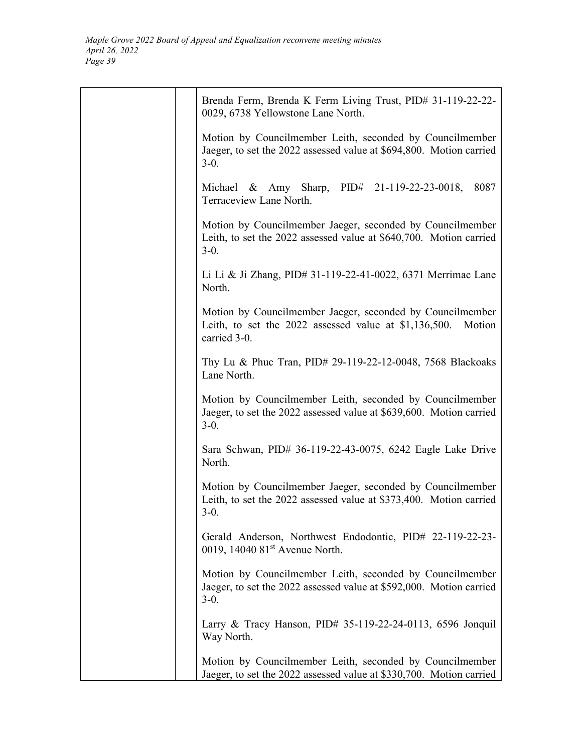Brenda Ferm, Brenda K Ferm Living Trust, PID# 31-119-22-22-0029, 6738 Yellowstone Lane North.

Motion by Councilmember Leith, seconded by Councilmember Jaeger, to set the 2022 assessed value at $694,800. Motion carried 3-0.

Michael & Amy Sharp, PID# 21-119-22-23-0018, 8087 Terraceview Lane North.

Motion by Councilmember Jaeger, seconded by Councilmember Leith, to set the 2022 assessed value at $640,700. Motion carried 3-0.

Li Li & Ji Zhang, PID# 31-119-22-41-0022, 6371 Merrimac Lane North.

Motion by Councilmember Jaeger, seconded by Councilmember Leith, to set the 2022 assessed value at $1,136,500. Motion carried 3-0.

Thy Lu & Phuc Tran, PID# 29-119-22-12-0048, 7568 Blackoaks Lane North.

Motion by Councilmember Leith, seconded by Councilmember Jaeger, to set the 2022 assessed value at $639,600. Motion carried 3-0.

Sara Schwan, PID# 36-119-22-43-0075, 6242 Eagle Lake Drive North.

Motion by Councilmember Jaeger, seconded by Councilmember Leith, to set the 2022 assessed value at $373,400. Motion carried 3-0.

Gerald Anderson, Northwest Endodontic, PID# 22-119-22-23-0019, 14040 81st Avenue North.

Motion by Councilmember Leith, seconded by Councilmember Jaeger, to set the 2022 assessed value at $592,000. Motion carried 3-0.

Larry & Tracy Hanson, PID# 35-119-22-24-0113, 6596 Jonquil Way North.

Motion by Councilmember Leith, seconded by Councilmember Jaeger, to set the 2022 assessed value at $330,700. Motion carried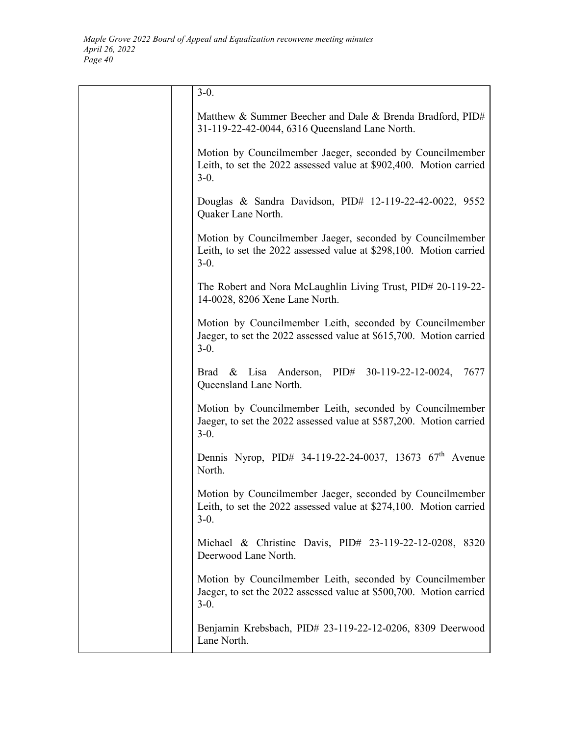3-0.

Matthew & Summer Beecher and Dale & Brenda Bradford, PID# 31-119-22-42-0044, 6316 Queensland Lane North.

Motion by Councilmember Jaeger, seconded by Councilmember Leith, to set the 2022 assessed value at $902,400. Motion carried 3-0.

Douglas & Sandra Davidson, PID# 12-119-22-42-0022, 9552 Quaker Lane North.

Motion by Councilmember Jaeger, seconded by Councilmember Leith, to set the 2022 assessed value at $298,100. Motion carried 3-0.

The Robert and Nora McLaughlin Living Trust, PID# 20-119-22-14-0028, 8206 Xene Lane North.

Motion by Councilmember Leith, seconded by Councilmember Jaeger, to set the 2022 assessed value at $615,700. Motion carried 3-0.

Brad & Lisa Anderson, PID# 30-119-22-12-0024, 7677 Queensland Lane North.

Motion by Councilmember Leith, seconded by Councilmember Jaeger, to set the 2022 assessed value at $587,200. Motion carried 3-0.

Dennis Nyrop, PID# 34-119-22-24-0037, 13673 67th Avenue North.

Motion by Councilmember Jaeger, seconded by Councilmember Leith, to set the 2022 assessed value at $274,100. Motion carried 3-0.

Michael & Christine Davis, PID# 23-119-22-12-0208, 8320 Deerwood Lane North.

Motion by Councilmember Leith, seconded by Councilmember Jaeger, to set the 2022 assessed value at $500,700. Motion carried 3-0.

Benjamin Krebsbach, PID# 23-119-22-12-0206, 8309 Deerwood Lane North.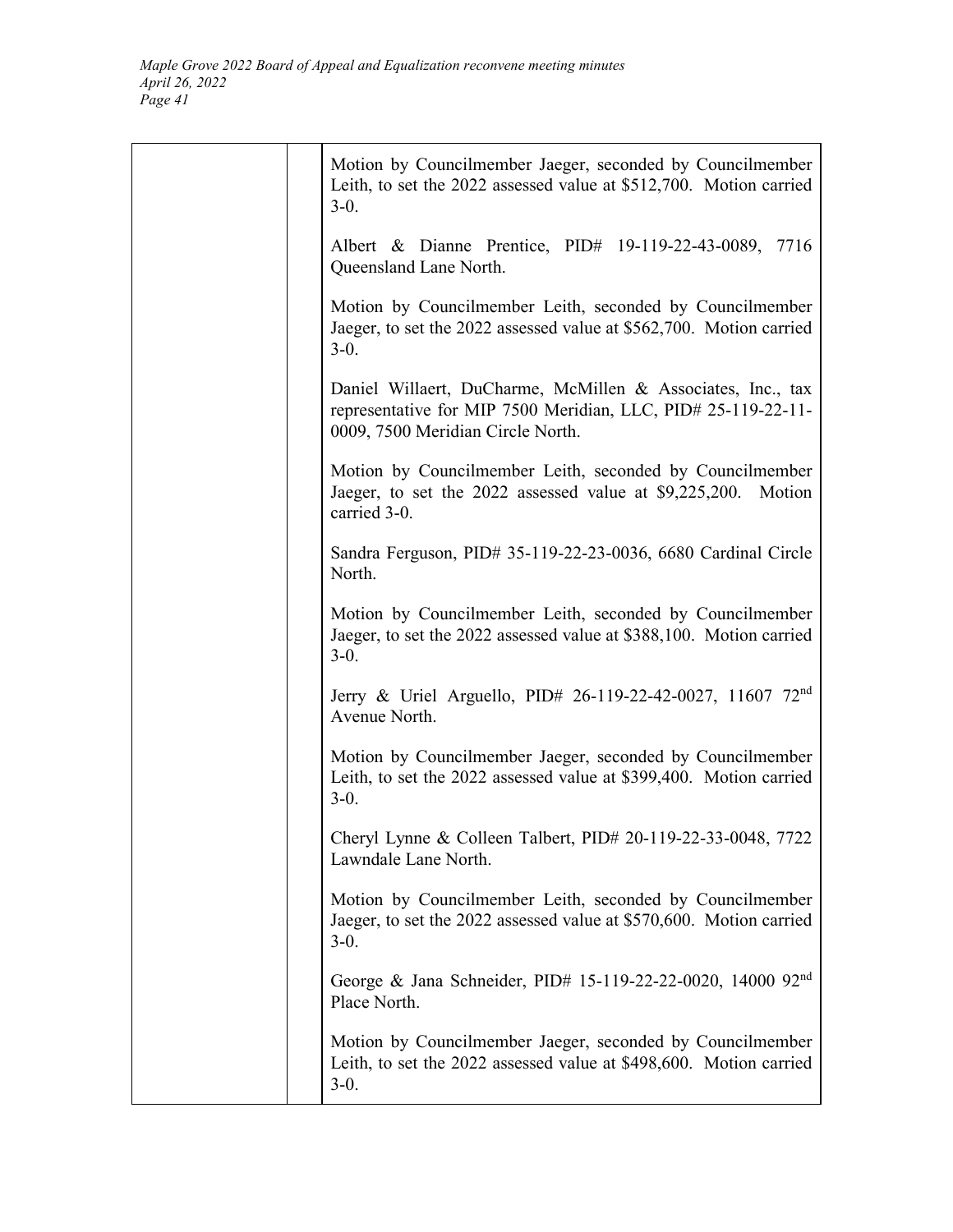| | | |
|---|---|---|
| | | Motion by Councilmember Jaeger, seconded by Councilmember Leith, to set the 2022 assessed value at $512,700. Motion carried 3-0.<br><br>Albert & Dianne Prentice, PID# 19-119-22-43-0089, 7716 Queensland Lane North.<br><br>Motion by Councilmember Leith, seconded by Councilmember Jaeger, to set the 2022 assessed value at $562,700. Motion carried 3-0.<br><br>Daniel Willaert, DuCharme, McMillen & Associates, Inc., tax representative for MIP 7500 Meridian, LLC, PID# 25-119-22-11-0009, 7500 Meridian Circle North.<br><br>Motion by Councilmember Leith, seconded by Councilmember Jaeger, to set the 2022 assessed value at $9,225,200. Motion carried 3-0.<br><br>Sandra Ferguson, PID# 35-119-22-23-0036, 6680 Cardinal Circle North.<br><br>Motion by Councilmember Leith, seconded by Councilmember Jaeger, to set the 2022 assessed value at $388,100. Motion carried 3-0.<br><br>Jerry & Uriel Arguello, PID# 26-119-22-42-0027, 11607 72nd Avenue North.<br><br>Motion by Councilmember Jaeger, seconded by Councilmember Leith, to set the 2022 assessed value at $399,400. Motion carried 3-0.<br><br>Cheryl Lynne & Colleen Talbert, PID# 20-119-22-33-0048, 7722 Lawndale Lane North.<br><br>Motion by Councilmember Leith, seconded by Councilmember Jaeger, to set the 2022 assessed value at $570,600. Motion carried 3-0.<br><br>George & Jana Schneider, PID# 15-119-22-22-0020, 14000 92nd Place North.<br><br>Motion by Councilmember Jaeger, seconded by Councilmember Leith, to set the 2022 assessed value at $498,600. Motion carried 3-0. |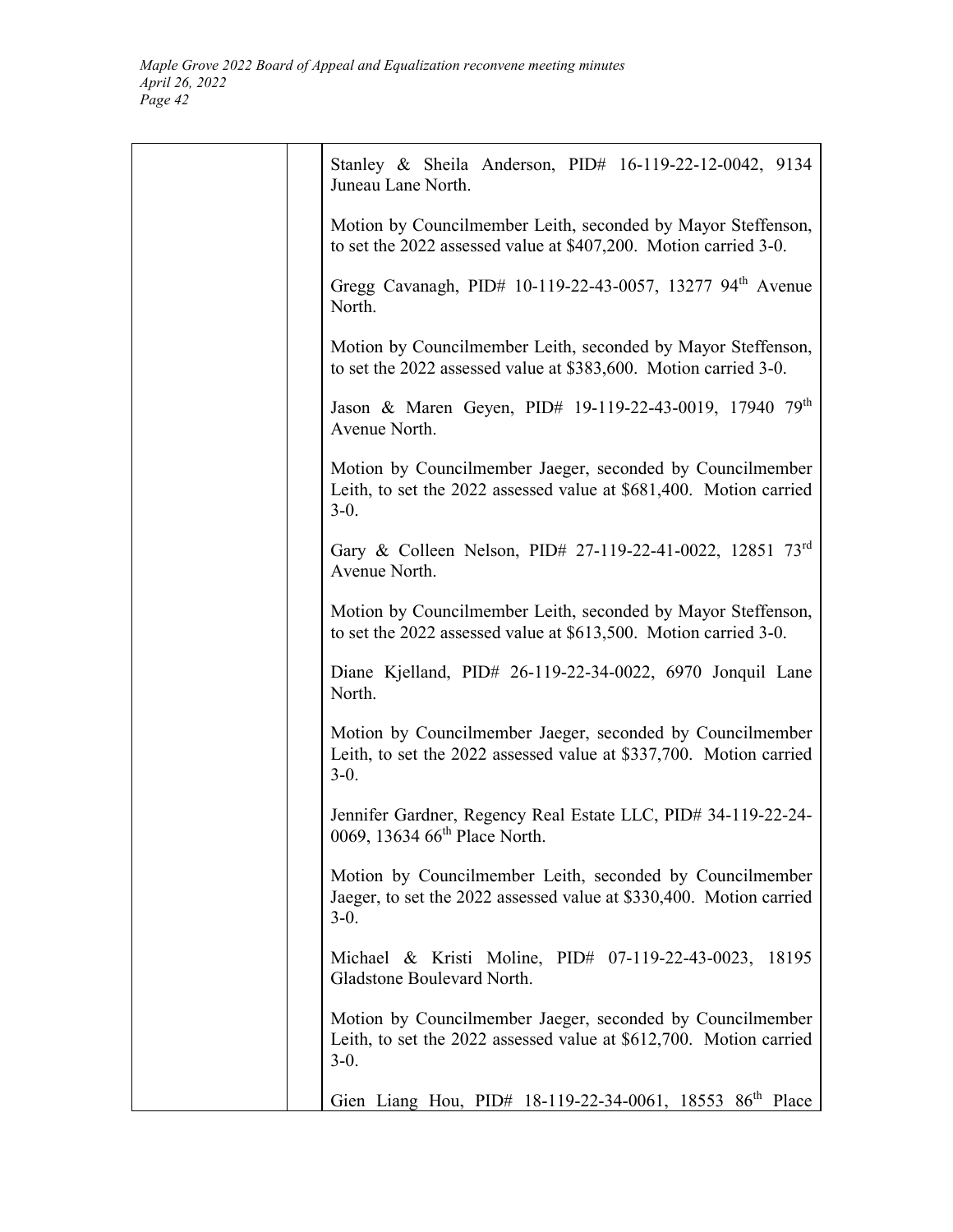Stanley & Sheila Anderson, PID# 16-119-22-12-0042, 9134 Juneau Lane North.

Motion by Councilmember Leith, seconded by Mayor Steffenson, to set the 2022 assessed value at $407,200. Motion carried 3-0.

Gregg Cavanagh, PID# 10-119-22-43-0057, 13277 94th Avenue North.

Motion by Councilmember Leith, seconded by Mayor Steffenson, to set the 2022 assessed value at $383,600. Motion carried 3-0.

Jason & Maren Geyen, PID# 19-119-22-43-0019, 17940 79th Avenue North.

Motion by Councilmember Jaeger, seconded by Councilmember Leith, to set the 2022 assessed value at $681,400. Motion carried 3-0.

Gary & Colleen Nelson, PID# 27-119-22-41-0022, 12851 73rd Avenue North.

Motion by Councilmember Leith, seconded by Mayor Steffenson, to set the 2022 assessed value at $613,500. Motion carried 3-0.

Diane Kjelland, PID# 26-119-22-34-0022, 6970 Jonquil Lane North.

Motion by Councilmember Jaeger, seconded by Councilmember Leith, to set the 2022 assessed value at $337,700. Motion carried 3-0.

Jennifer Gardner, Regency Real Estate LLC, PID# 34-119-22-24-0069, 13634 66th Place North.

Motion by Councilmember Leith, seconded by Councilmember Jaeger, to set the 2022 assessed value at $330,400. Motion carried 3-0.

Michael & Kristi Moline, PID# 07-119-22-43-0023, 18195 Gladstone Boulevard North.

Motion by Councilmember Jaeger, seconded by Councilmember Leith, to set the 2022 assessed value at $612,700. Motion carried 3-0.

Gien Liang Hou, PID# 18-119-22-34-0061, 18553 86th Place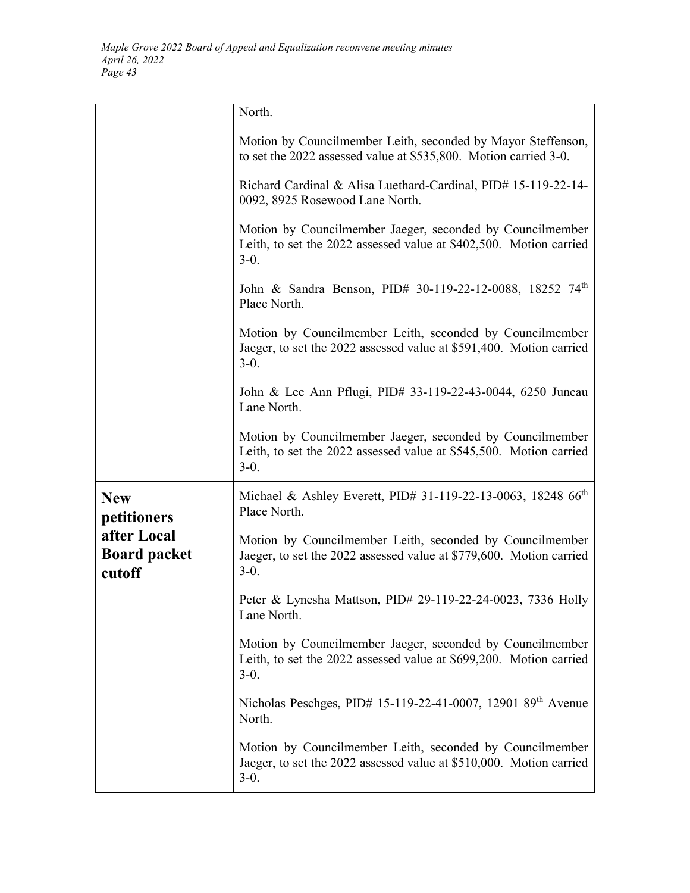| | | |
|---|---|---|
| | | North.<br><br>Motion by Councilmember Leith, seconded by Mayor Steffenson, to set the 2022 assessed value at $535,800. Motion carried 3-0.<br><br>Richard Cardinal & Alisa Luethard-Cardinal, PID# 15-119-22-14-0092, 8925 Rosewood Lane North.<br><br>Motion by Councilmember Jaeger, seconded by Councilmember Leith, to set the 2022 assessed value at $402,500. Motion carried 3-0.<br><br>John & Sandra Benson, PID# 30-119-22-12-0088, 18252 74th Place North.<br><br>Motion by Councilmember Leith, seconded by Councilmember Jaeger, to set the 2022 assessed value at $591,400. Motion carried 3-0.<br><br>John & Lee Ann Pflugi, PID# 33-119-22-43-0044, 6250 Juneau Lane North.<br><br>Motion by Councilmember Jaeger, seconded by Councilmember Leith, to set the 2022 assessed value at $545,500. Motion carried 3-0. |
| **New petitioners after Local Board packet cutoff** | | Michael & Ashley Everett, PID# 31-119-22-13-0063, 18248 66th Place North.<br><br>Motion by Councilmember Leith, seconded by Councilmember Jaeger, to set the 2022 assessed value at $779,600. Motion carried 3-0.<br><br>Peter & Lynesha Mattson, PID# 29-119-22-24-0023, 7336 Holly Lane North.<br><br>Motion by Councilmember Jaeger, seconded by Councilmember Leith, to set the 2022 assessed value at $699,200. Motion carried 3-0.<br><br>Nicholas Peschges, PID# 15-119-22-41-0007, 12901 89th Avenue North.<br><br>Motion by Councilmember Leith, seconded by Councilmember Jaeger, to set the 2022 assessed value at $510,000. Motion carried 3-0. |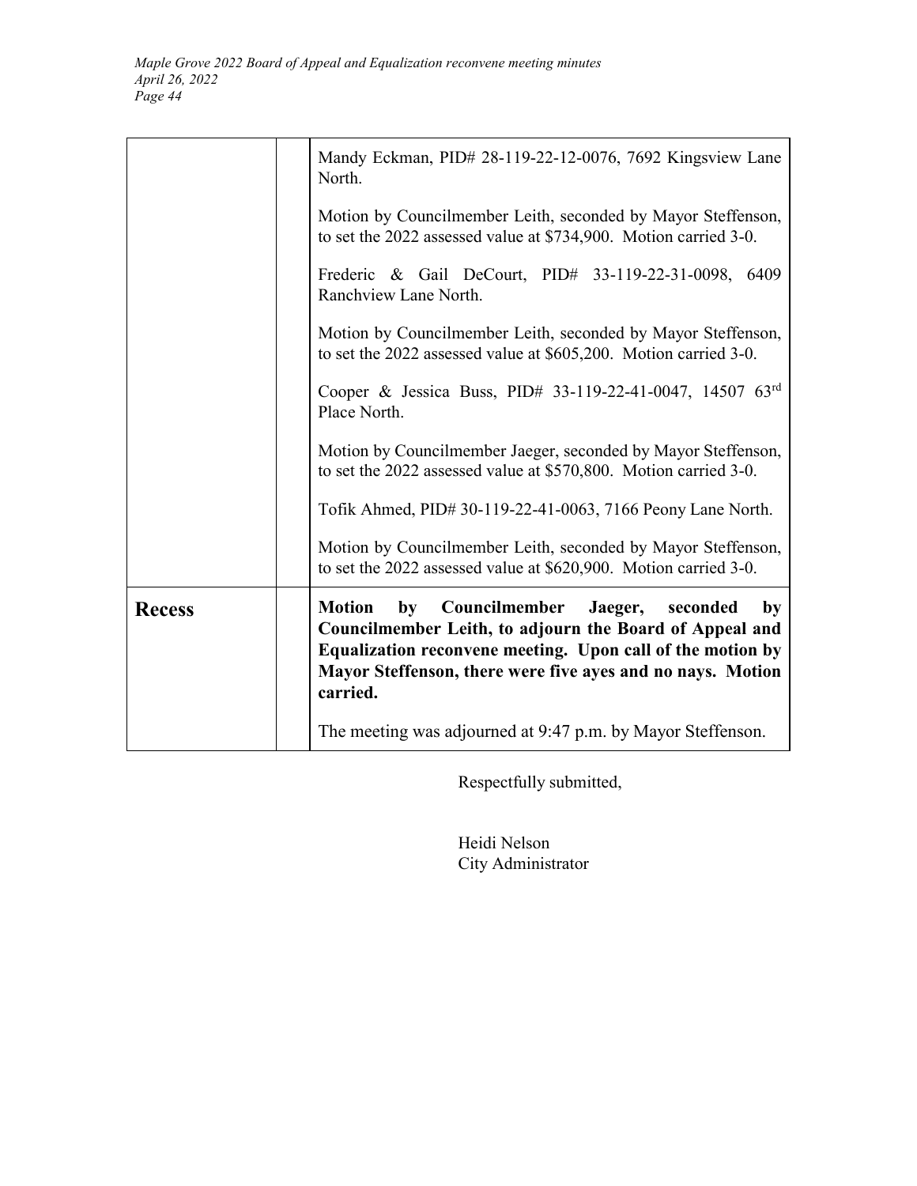| | | |
|---|---|---|
| | | Mandy Eckman, PID# 28-119-22-12-0076, 7692 Kingsview Lane North.<br><br>Motion by Councilmember Leith, seconded by Mayor Steffenson, to set the 2022 assessed value at $734,900. Motion carried 3-0.<br><br>Frederic & Gail DeCourt, PID# 33-119-22-31-0098, 6409 Ranchview Lane North.<br><br>Motion by Councilmember Leith, seconded by Mayor Steffenson, to set the 2022 assessed value at $605,200. Motion carried 3-0.<br><br>Cooper & Jessica Buss, PID# 33-119-22-41-0047, 14507 63rd Place North.<br><br>Motion by Councilmember Jaeger, seconded by Mayor Steffenson, to set the 2022 assessed value at $570,800. Motion carried 3-0.<br><br>Tofik Ahmed, PID# 30-119-22-41-0063, 7166 Peony Lane North.<br><br>Motion by Councilmember Leith, seconded by Mayor Steffenson, to set the 2022 assessed value at $620,900. Motion carried 3-0. |
| **Recess** | | **Motion by Councilmember Jaeger, seconded by Councilmember Leith, to adjourn the Board of Appeal and Equalization reconvene meeting. Upon call of the motion by Mayor Steffenson, there were five ayes and no nays. Motion carried.**<br><br>The meeting was adjourned at 9:47 p.m. by Mayor Steffenson. |

Respectfully submitted,

Heidi Nelson
City Administrator